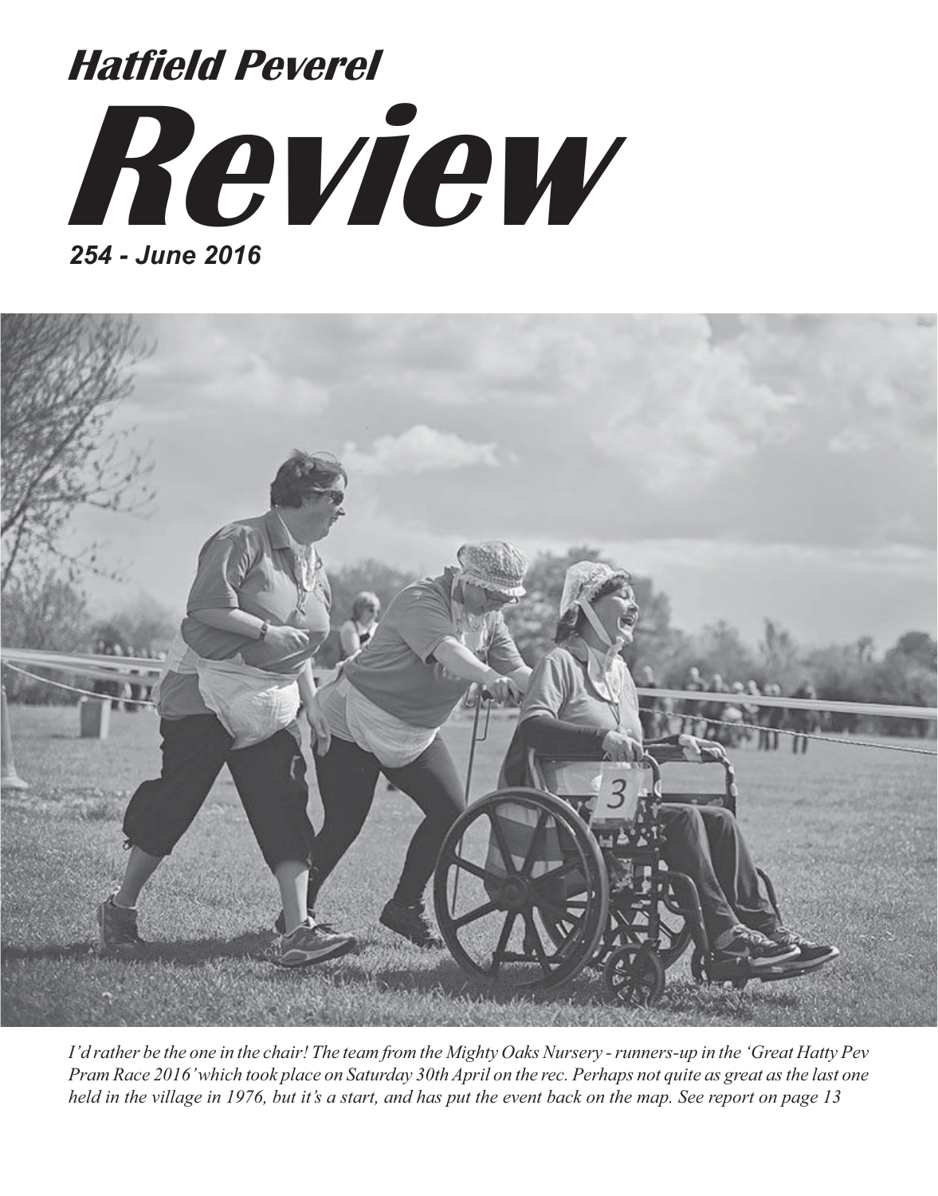# Hatfield Peverel

# Review

***254 - June 2016***

*I'd rather be the one in the chair! The team from the Mighty Oaks Nursery - runners-up in the 'Great Hatty Pev Pram Race 2016' which took place on Saturday 30th April on the rec. Perhaps not quite as great as the last one held in the village in 1976, but it's a start, and has put the event back on the map. See report on page 13*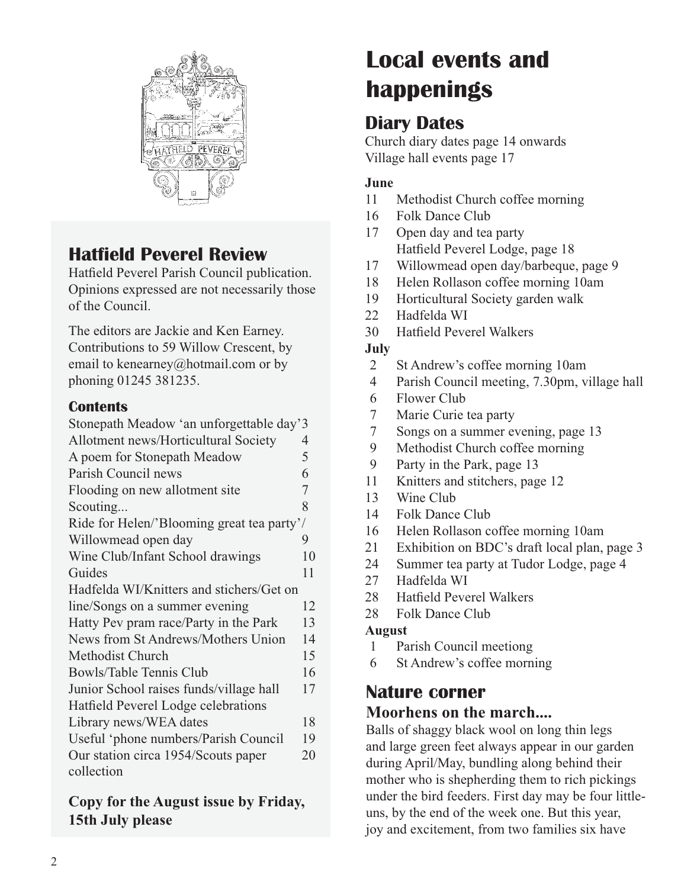## Hatfield Peverel Review

Hatfield Peverel Parish Council publication. Opinions expressed are not necessarily those of the Council.

The editors are Jackie and Ken Earney. Contributions to 59 Willow Crescent, by email to kenearney@hotmail.com or by phoning 01245 381235.

### Contents

| | |
|---|---|
| Stonepath Meadow 'an unforgettable day' | 3 |
| Allotment news/Horticultural Society | 4 |
| A poem for Stonepath Meadow | 5 |
| Parish Council news | 6 |
| Flooding on new allotment site | 7 |
| Scouting... | 8 |
| Ride for Helen/'Blooming great tea party'/ Willowmead open day | 9 |
| Wine Club/Infant School drawings | 10 |
| Guides | 11 |
| Hadfelda WI/Knitters and stichers/Get on line/Songs on a summer evening | 12 |
| Hatty Pev pram race/Party in the Park | 13 |
| News from St Andrews/Mothers Union | 14 |
| Methodist Church | 15 |
| Bowls/Table Tennis Club | 16 |
| Junior School raises funds/village hall | 17 |
| Hatfield Peverel Lodge celebrations Library news/WEA dates | 18 |
| Useful 'phone numbers/Parish Council | 19 |
| Our station circa 1954/Scouts paper collection | 20 |

**Copy for the August issue by Friday, 15th July please**

# Local events and happenings

## Diary Dates

Church diary dates page 14 onwards
Village hall events page 17

**June**

- 11 Methodist Church coffee morning
- 16 Folk Dance Club
- 17 Open day and tea party Hatfield Peverel Lodge, page 18
- 17 Willowmead open day/barbeque, page 9
- 18 Helen Rollason coffee morning 10am
- 19 Horticultural Society garden walk
- 22 Hadfelda WI
- 30 Hatfield Peverel Walkers

**July**

- 2 St Andrew's coffee morning 10am
- 4 Parish Council meeting, 7.30pm, village hall
- 6 Flower Club
- 7 Marie Curie tea party
- 7 Songs on a summer evening, page 13
- 9 Methodist Church coffee morning
- 9 Party in the Park, page 13
- 11 Knitters and stitchers, page 12
- 13 Wine Club
- 14 Folk Dance Club
- 16 Helen Rollason coffee morning 10am
- 21 Exhibition on BDC's draft local plan, page 3
- 24 Summer tea party at Tudor Lodge, page 4
- 27 Hadfelda WI
- 28 Hatfield Peverel Walkers
- 28 Folk Dance Club

**August**

- 1 Parish Council meetiong
- 6 St Andrew's coffee morning

## Nature corner

### Moorhens on the march....

Balls of shaggy black wool on long thin legs and large green feet always appear in our garden during April/May, bundling along behind their mother who is shepherding them to rich pickings under the bird feeders. First day may be four little-uns, by the end of the week one. But this year, joy and excitement, from two families six have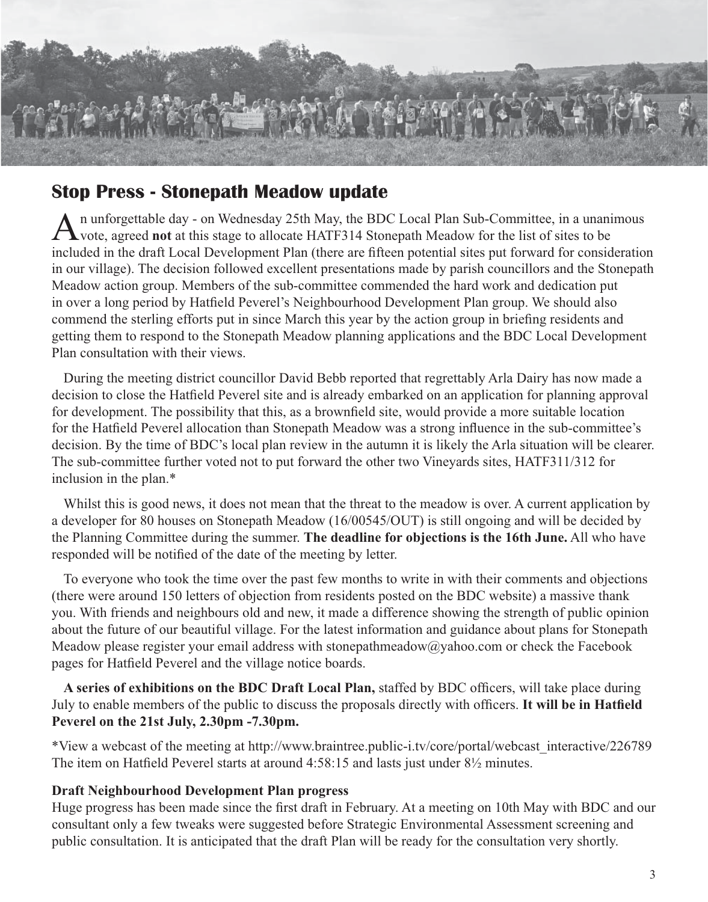## Stop Press - Stonepath Meadow update

An unforgettable day - on Wednesday 25th May, the BDC Local Plan Sub-Committee, in a unanimous vote, agreed **not** at this stage to allocate HATF314 Stonepath Meadow for the list of sites to be included in the draft Local Development Plan (there are fifteen potential sites put forward for consideration in our village). The decision followed excellent presentations made by parish councillors and the Stonepath Meadow action group. Members of the sub-committee commended the hard work and dedication put in over a long period by Hatfield Peverel's Neighbourhood Development Plan group. We should also commend the sterling efforts put in since March this year by the action group in briefing residents and getting them to respond to the Stonepath Meadow planning applications and the BDC Local Development Plan consultation with their views.

During the meeting district councillor David Bebb reported that regrettably Arla Dairy has now made a decision to close the Hatfield Peverel site and is already embarked on an application for planning approval for development. The possibility that this, as a brownfield site, would provide a more suitable location for the Hatfield Peverel allocation than Stonepath Meadow was a strong influence in the sub-committee's decision. By the time of BDC's local plan review in the autumn it is likely the Arla situation will be clearer. The sub-committee further voted not to put forward the other two Vineyards sites, HATF311/312 for inclusion in the plan.*

Whilst this is good news, it does not mean that the threat to the meadow is over. A current application by a developer for 80 houses on Stonepath Meadow (16/00545/OUT) is still ongoing and will be decided by the Planning Committee during the summer. **The deadline for objections is the 16th June.** All who have responded will be notified of the date of the meeting by letter.

To everyone who took the time over the past few months to write in with their comments and objections (there were around 150 letters of objection from residents posted on the BDC website) a massive thank you. With friends and neighbours old and new, it made a difference showing the strength of public opinion about the future of our beautiful village. For the latest information and guidance about plans for Stonepath Meadow please register your email address with stonepathmeadow@yahoo.com or check the Facebook pages for Hatfield Peverel and the village notice boards.

**A series of exhibitions on the BDC Draft Local Plan,** staffed by BDC officers, will take place during July to enable members of the public to discuss the proposals directly with officers. **It will be in Hatfield Peverel on the 21st July, 2.30pm -7.30pm.**

*View a webcast of the meeting at http://www.braintree.public-i.tv/core/portal/webcast_interactive/226789 The item on Hatfield Peverel starts at around 4:58:15 and lasts just under 8½ minutes.

**Draft Neighbourhood Development Plan progress**

Huge progress has been made since the first draft in February. At a meeting on 10th May with BDC and our consultant only a few tweaks were suggested before Strategic Environmental Assessment screening and public consultation. It is anticipated that the draft Plan will be ready for the consultation very shortly.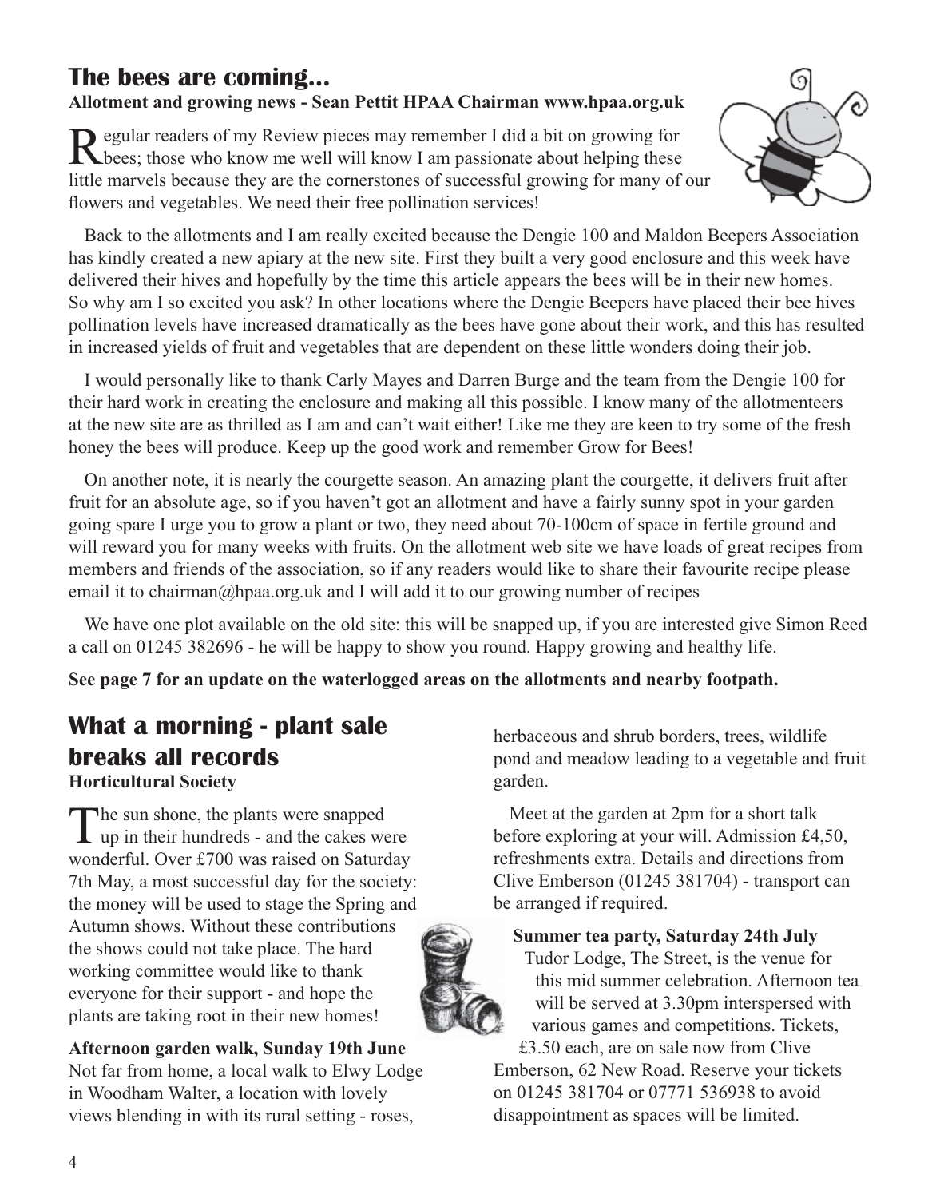## The bees are coming...

**Allotment and growing news - Sean Pettit HPAA Chairman www.hpaa.org.uk**

Regular readers of my Review pieces may remember I did a bit on growing for bees; those who know me well will know I am passionate about helping these little marvels because they are the cornerstones of successful growing for many of our flowers and vegetables. We need their free pollination services!

Back to the allotments and I am really excited because the Dengie 100 and Maldon Beepers Association has kindly created a new apiary at the new site. First they built a very good enclosure and this week have delivered their hives and hopefully by the time this article appears the bees will be in their new homes. So why am I so excited you ask? In other locations where the Dengie Beepers have placed their bee hives pollination levels have increased dramatically as the bees have gone about their work, and this has resulted in increased yields of fruit and vegetables that are dependent on these little wonders doing their job.

I would personally like to thank Carly Mayes and Darren Burge and the team from the Dengie 100 for their hard work in creating the enclosure and making all this possible. I know many of the allotmenteers at the new site are as thrilled as I am and can't wait either! Like me they are keen to try some of the fresh honey the bees will produce. Keep up the good work and remember Grow for Bees!

On another note, it is nearly the courgette season. An amazing plant the courgette, it delivers fruit after fruit for an absolute age, so if you haven't got an allotment and have a fairly sunny spot in your garden going spare I urge you to grow a plant or two, they need about 70-100cm of space in fertile ground and will reward you for many weeks with fruits. On the allotment web site we have loads of great recipes from members and friends of the association, so if any readers would like to share their favourite recipe please email it to chairman@hpaa.org.uk and I will add it to our growing number of recipes

We have one plot available on the old site: this will be snapped up, if you are interested give Simon Reed a call on 01245 382696 - he will be happy to show you round. Happy growing and healthy life.

**See page 7 for an update on the waterlogged areas on the allotments and nearby footpath.**

## What a morning - plant sale breaks all records

**Horticultural Society**

The sun shone, the plants were snapped up in their hundreds - and the cakes were wonderful. Over £700 was raised on Saturday 7th May, a most successful day for the society: the money will be used to stage the Spring and Autumn shows. Without these contributions the shows could not take place. The hard working committee would like to thank everyone for their support - and hope the plants are taking root in their new homes!

**Afternoon garden walk, Sunday 19th June**

Not far from home, a local walk to Elwy Lodge in Woodham Walter, a location with lovely views blending in with its rural setting - roses, herbaceous and shrub borders, trees, wildlife pond and meadow leading to a vegetable and fruit garden.

Meet at the garden at 2pm for a short talk before exploring at your will. Admission £4,50, refreshments extra. Details and directions from Clive Emberson (01245 381704) - transport can be arranged if required.

**Summer tea party, Saturday 24th July**

Tudor Lodge, The Street, is the venue for this mid summer celebration. Afternoon tea will be served at 3.30pm interspersed with various games and competitions. Tickets, £3.50 each, are on sale now from Clive Emberson, 62 New Road. Reserve your tickets on 01245 381704 or 07771 536938 to avoid disappointment as spaces will be limited.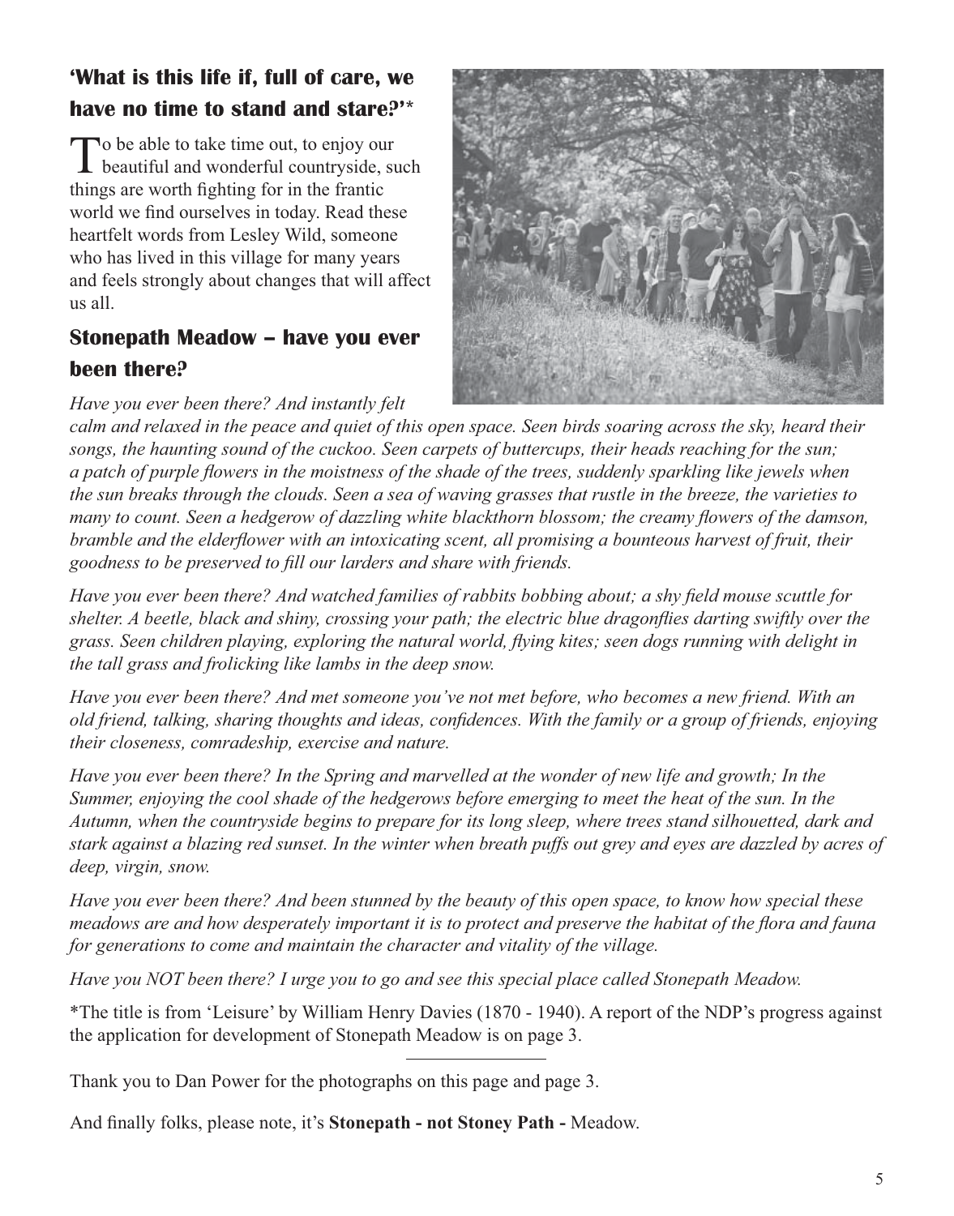## 'What is this life if, full of care, we have no time to stand and stare?'*

To be able to take time out, to enjoy our beautiful and wonderful countryside, such things are worth fighting for in the frantic world we find ourselves in today. Read these heartfelt words from Lesley Wild, someone who has lived in this village for many years and feels strongly about changes that will affect us all.

## Stonepath Meadow – have you ever been there?

*Have you ever been there? And instantly felt calm and relaxed in the peace and quiet of this open space. Seen birds soaring across the sky, heard their songs, the haunting sound of the cuckoo. Seen carpets of buttercups, their heads reaching for the sun; a patch of purple flowers in the moistness of the shade of the trees, suddenly sparkling like jewels when the sun breaks through the clouds. Seen a sea of waving grasses that rustle in the breeze, the varieties to many to count. Seen a hedgerow of dazzling white blackthorn blossom; the creamy flowers of the damson, bramble and the elderflower with an intoxicating scent, all promising a bounteous harvest of fruit, their goodness to be preserved to fill our larders and share with friends.*

*Have you ever been there? And watched families of rabbits bobbing about; a shy field mouse scuttle for shelter. A beetle, black and shiny, crossing your path; the electric blue dragonflies darting swiftly over the grass. Seen children playing, exploring the natural world, flying kites; seen dogs running with delight in the tall grass and frolicking like lambs in the deep snow.*

*Have you ever been there? And met someone you've not met before, who becomes a new friend. With an old friend, talking, sharing thoughts and ideas, confidences. With the family or a group of friends, enjoying their closeness, comradeship, exercise and nature.*

*Have you ever been there? In the Spring and marvelled at the wonder of new life and growth; In the Summer, enjoying the cool shade of the hedgerows before emerging to meet the heat of the sun. In the Autumn, when the countryside begins to prepare for its long sleep, where trees stand silhouetted, dark and stark against a blazing red sunset. In the winter when breath puffs out grey and eyes are dazzled by acres of deep, virgin, snow.*

*Have you ever been there? And been stunned by the beauty of this open space, to know how special these meadows are and how desperately important it is to protect and preserve the habitat of the flora and fauna for generations to come and maintain the character and vitality of the village.*

*Have you NOT been there? I urge you to go and see this special place called Stonepath Meadow.*

*The title is from 'Leisure' by William Henry Davies (1870 - 1940). A report of the NDP's progress against the application for development of Stonepath Meadow is on page 3.

---

Thank you to Dan Power for the photographs on this page and page 3.

And finally folks, please note, it's **Stonepath - not Stoney Path -** Meadow.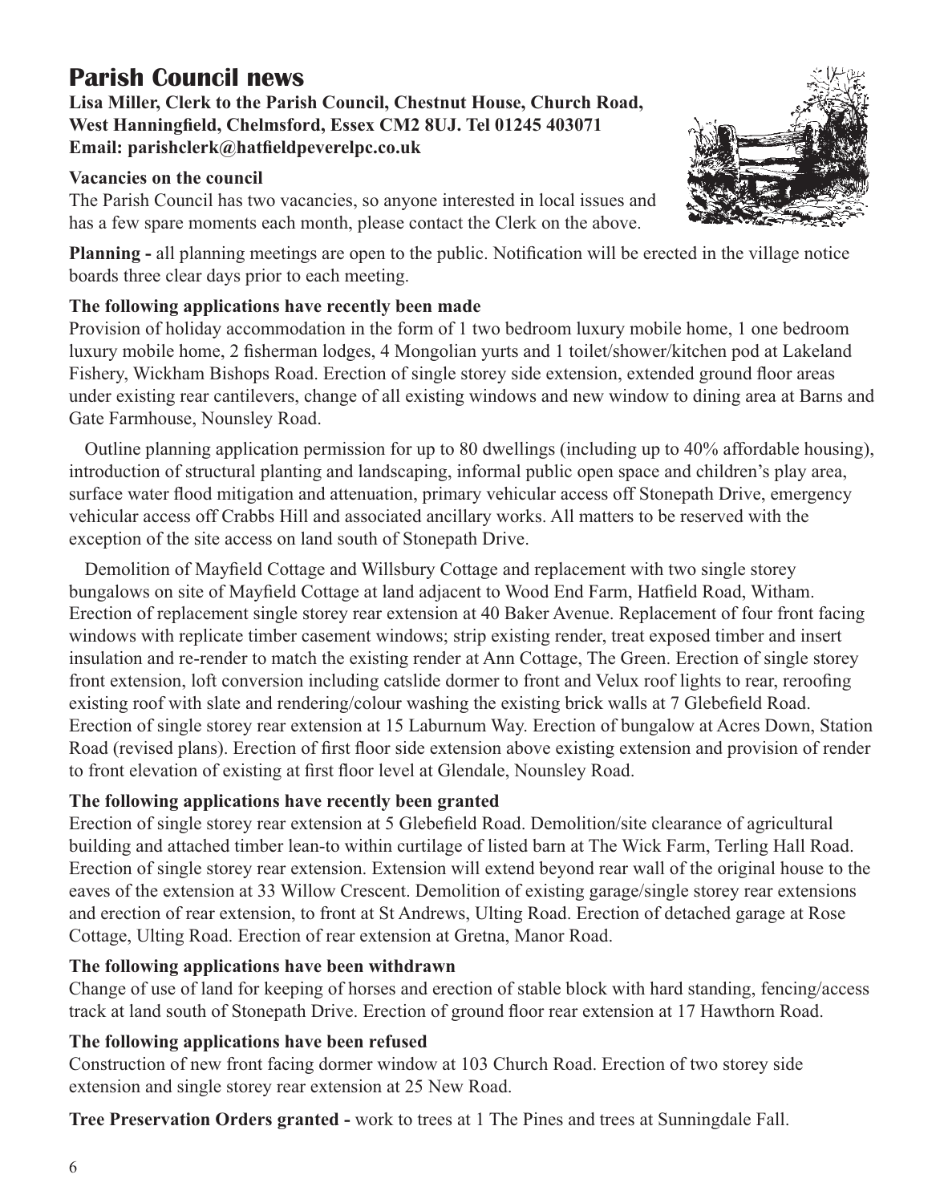# Parish Council news

**Lisa Miller, Clerk to the Parish Council, Chestnut House, Church Road, West Hanningfield, Chelmsford, Essex CM2 8UJ. Tel 01245 403071**
**Email: parishclerk@hatfieldpeverelpc.co.uk**

### Vacancies on the council

The Parish Council has two vacancies, so anyone interested in local issues and has a few spare moments each month, please contact the Clerk on the above.

**Planning -** all planning meetings are open to the public. Notification will be erected in the village notice boards three clear days prior to each meeting.

### The following applications have recently been made

Provision of holiday accommodation in the form of 1 two bedroom luxury mobile home, 1 one bedroom luxury mobile home, 2 fisherman lodges, 4 Mongolian yurts and 1 toilet/shower/kitchen pod at Lakeland Fishery, Wickham Bishops Road. Erection of single storey side extension, extended ground floor areas under existing rear cantilevers, change of all existing windows and new window to dining area at Barns and Gate Farmhouse, Nounsley Road.

Outline planning application permission for up to 80 dwellings (including up to 40% affordable housing), introduction of structural planting and landscaping, informal public open space and children's play area, surface water flood mitigation and attenuation, primary vehicular access off Stonepath Drive, emergency vehicular access off Crabbs Hill and associated ancillary works. All matters to be reserved with the exception of the site access on land south of Stonepath Drive.

Demolition of Mayfield Cottage and Willsbury Cottage and replacement with two single storey bungalows on site of Mayfield Cottage at land adjacent to Wood End Farm, Hatfield Road, Witham. Erection of replacement single storey rear extension at 40 Baker Avenue. Replacement of four front facing windows with replicate timber casement windows; strip existing render, treat exposed timber and insert insulation and re-render to match the existing render at Ann Cottage, The Green. Erection of single storey front extension, loft conversion including catslide dormer to front and Velux roof lights to rear, reroofing existing roof with slate and rendering/colour washing the existing brick walls at 7 Glebefield Road. Erection of single storey rear extension at 15 Laburnum Way. Erection of bungalow at Acres Down, Station Road (revised plans). Erection of first floor side extension above existing extension and provision of render to front elevation of existing at first floor level at Glendale, Nounsley Road.

### The following applications have recently been granted

Erection of single storey rear extension at 5 Glebefield Road. Demolition/site clearance of agricultural building and attached timber lean-to within curtilage of listed barn at The Wick Farm, Terling Hall Road. Erection of single storey rear extension. Extension will extend beyond rear wall of the original house to the eaves of the extension at 33 Willow Crescent. Demolition of existing garage/single storey rear extensions and erection of rear extension, to front at St Andrews, Ulting Road. Erection of detached garage at Rose Cottage, Ulting Road. Erection of rear extension at Gretna, Manor Road.

### The following applications have been withdrawn

Change of use of land for keeping of horses and erection of stable block with hard standing, fencing/access track at land south of Stonepath Drive. Erection of ground floor rear extension at 17 Hawthorn Road.

### The following applications have been refused

Construction of new front facing dormer window at 103 Church Road. Erection of two storey side extension and single storey rear extension at 25 New Road.

**Tree Preservation Orders granted -** work to trees at 1 The Pines and trees at Sunningdale Fall.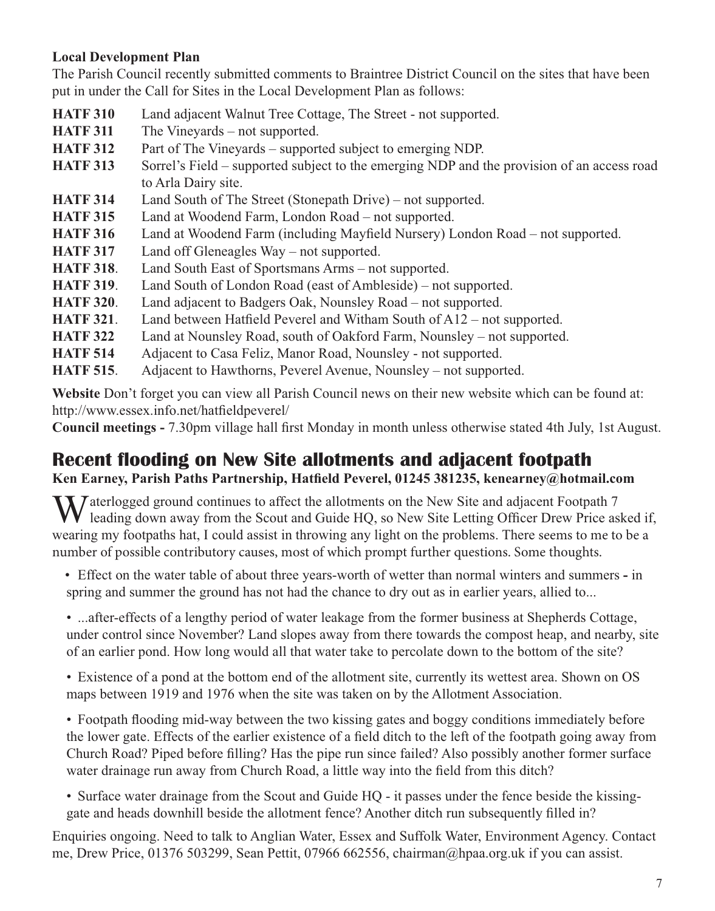**Local Development Plan**

The Parish Council recently submitted comments to Braintree District Council on the sites that have been put in under the Call for Sites in the Local Development Plan as follows:

**HATF 310** Land adjacent Walnut Tree Cottage, The Street - not supported.
**HATF 311** The Vineyards – not supported.
**HATF 312** Part of The Vineyards – supported subject to emerging NDP.
**HATF 313** Sorrel's Field – supported subject to the emerging NDP and the provision of an access road to Arla Dairy site.
**HATF 314** Land South of The Street (Stonepath Drive) – not supported.
**HATF 315** Land at Woodend Farm, London Road – not supported.
**HATF 316** Land at Woodend Farm (including Mayfield Nursery) London Road – not supported.
**HATF 317** Land off Gleneagles Way – not supported.
**HATF 318**. Land South East of Sportsmans Arms – not supported.
**HATF 319**. Land South of London Road (east of Ambleside) – not supported.
**HATF 320**. Land adjacent to Badgers Oak, Nounsley Road – not supported.
**HATF 321**. Land between Hatfield Peverel and Witham South of A12 – not supported.
**HATF 322** Land at Nounsley Road, south of Oakford Farm, Nounsley – not supported.
**HATF 514** Adjacent to Casa Feliz, Manor Road, Nounsley - not supported.
**HATF 515**. Adjacent to Hawthorns, Peverel Avenue, Nounsley – not supported.

**Website** Don't forget you can view all Parish Council news on their new website which can be found at: http://www.essex.info.net/hatfieldpeverel/

**Council meetings -** 7.30pm village hall first Monday in month unless otherwise stated 4th July, 1st August.

## Recent flooding on New Site allotments and adjacent footpath

**Ken Earney, Parish Paths Partnership, Hatfield Peverel, 01245 381235, kenearney@hotmail.com**

Waterlogged ground continues to affect the allotments on the New Site and adjacent Footpath 7 leading down away from the Scout and Guide HQ, so New Site Letting Officer Drew Price asked if, wearing my footpaths hat, I could assist in throwing any light on the problems. There seems to me to be a number of possible contributory causes, most of which prompt further questions. Some thoughts.

- Effect on the water table of about three years-worth of wetter than normal winters and summers **-** in spring and summer the ground has not had the chance to dry out as in earlier years, allied to...
- ...after-effects of a lengthy period of water leakage from the former business at Shepherds Cottage, under control since November? Land slopes away from there towards the compost heap, and nearby, site of an earlier pond. How long would all that water take to percolate down to the bottom of the site?
- Existence of a pond at the bottom end of the allotment site, currently its wettest area. Shown on OS maps between 1919 and 1976 when the site was taken on by the Allotment Association.
- Footpath flooding mid-way between the two kissing gates and boggy conditions immediately before the lower gate. Effects of the earlier existence of a field ditch to the left of the footpath going away from Church Road? Piped before filling? Has the pipe run since failed? Also possibly another former surface water drainage run away from Church Road, a little way into the field from this ditch?
- Surface water drainage from the Scout and Guide HQ - it passes under the fence beside the kissing-gate and heads downhill beside the allotment fence? Another ditch run subsequently filled in?

Enquiries ongoing. Need to talk to Anglian Water, Essex and Suffolk Water, Environment Agency. Contact me, Drew Price, 01376 503299, Sean Pettit, 07966 662556, chairman@hpaa.org.uk if you can assist.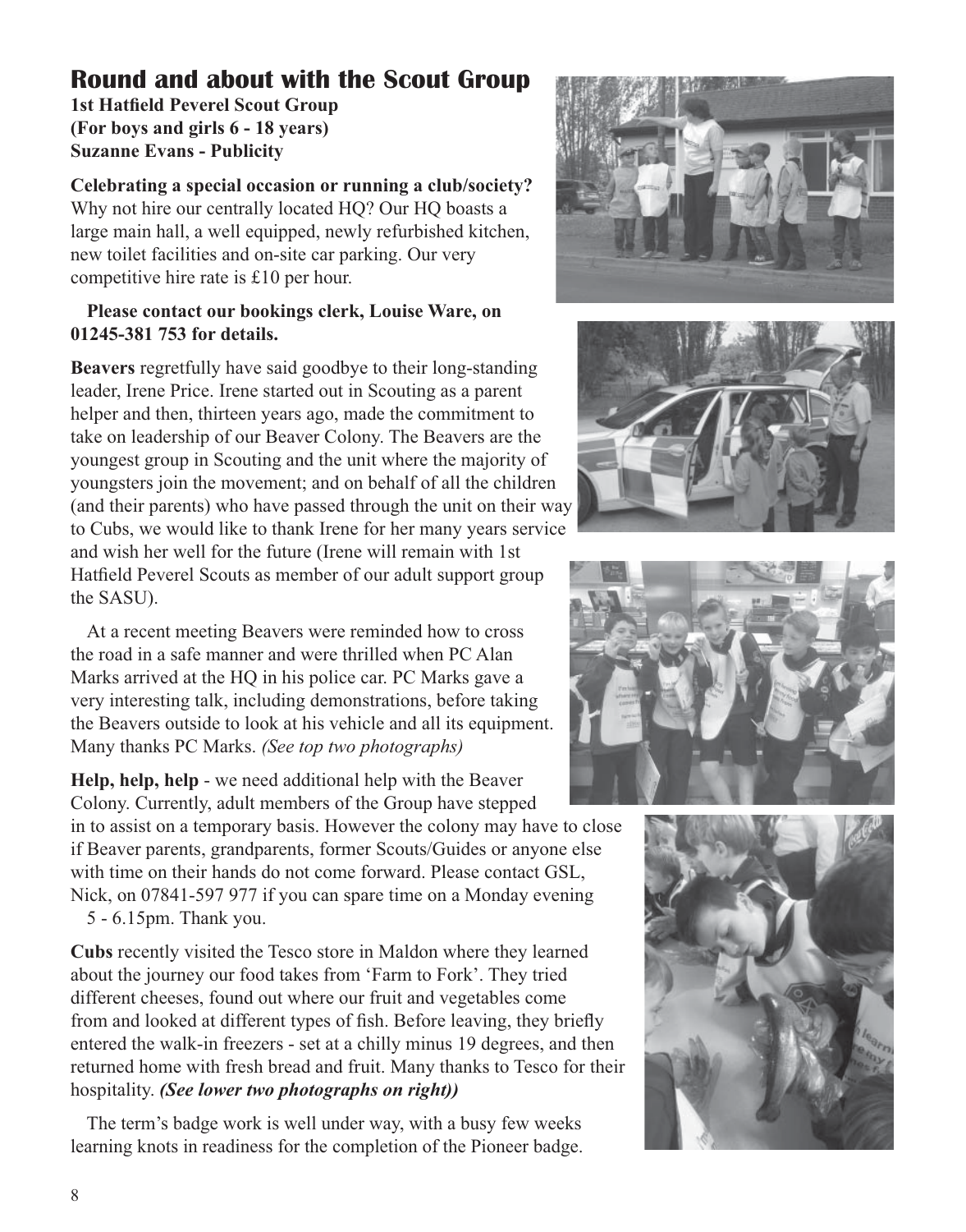# Round and about with the Scout Group

**1st Hatfield Peverel Scout Group**
**(For boys and girls 6 - 18 years)**
**Suzanne Evans - Publicity**

**Celebrating a special occasion or running a club/society?** Why not hire our centrally located HQ? Our HQ boasts a large main hall, a well equipped, newly refurbished kitchen, new toilet facilities and on-site car parking. Our very competitive hire rate is £10 per hour.

**Please contact our bookings clerk, Louise Ware, on 01245-381 753 for details.**

**Beavers** regretfully have said goodbye to their long-standing leader, Irene Price. Irene started out in Scouting as a parent helper and then, thirteen years ago, made the commitment to take on leadership of our Beaver Colony. The Beavers are the youngest group in Scouting and the unit where the majority of youngsters join the movement; and on behalf of all the children (and their parents) who have passed through the unit on their way to Cubs, we would like to thank Irene for her many years service and wish her well for the future (Irene will remain with 1st Hatfield Peverel Scouts as member of our adult support group the SASU).

At a recent meeting Beavers were reminded how to cross the road in a safe manner and were thrilled when PC Alan Marks arrived at the HQ in his police car. PC Marks gave a very interesting talk, including demonstrations, before taking the Beavers outside to look at his vehicle and all its equipment. Many thanks PC Marks. *(See top two photographs)*

**Help, help, help** - we need additional help with the Beaver Colony. Currently, adult members of the Group have stepped in to assist on a temporary basis. However the colony may have to close if Beaver parents, grandparents, former Scouts/Guides or anyone else with time on their hands do not come forward. Please contact GSL, Nick, on 07841-597 977 if you can spare time on a Monday evening 5 - 6.15pm. Thank you.

**Cubs** recently visited the Tesco store in Maldon where they learned about the journey our food takes from 'Farm to Fork'. They tried different cheeses, found out where our fruit and vegetables come from and looked at different types of fish. Before leaving, they briefly entered the walk-in freezers - set at a chilly minus 19 degrees, and then returned home with fresh bread and fruit. Many thanks to Tesco for their hospitality. ***(See lower two photographs on right))***

The term's badge work is well under way, with a busy few weeks learning knots in readiness for the completion of the Pioneer badge.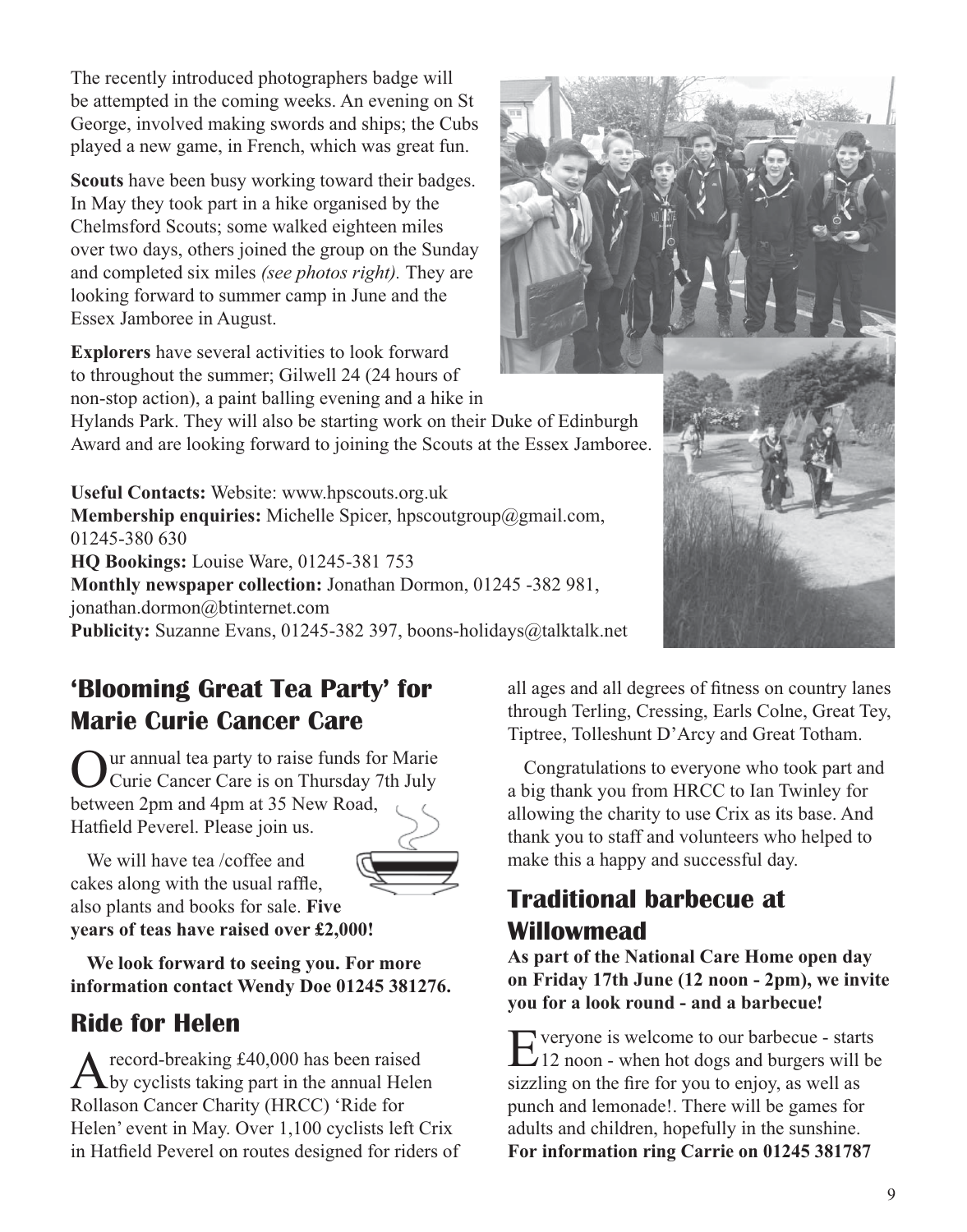The recently introduced photographers badge will be attempted in the coming weeks. An evening on St George, involved making swords and ships; the Cubs played a new game, in French, which was great fun.

**Scouts** have been busy working toward their badges. In May they took part in a hike organised by the Chelmsford Scouts; some walked eighteen miles over two days, others joined the group on the Sunday and completed six miles *(see photos right).* They are looking forward to summer camp in June and the Essex Jamboree in August.

**Explorers** have several activities to look forward to throughout the summer; Gilwell 24 (24 hours of non-stop action), a paint balling evening and a hike in Hylands Park. They will also be starting work on their Duke of Edinburgh Award and are looking forward to joining the Scouts at the Essex Jamboree.

**Useful Contacts:** Website: www.hpscouts.org.uk
**Membership enquiries:** Michelle Spicer, hpscoutgroup@gmail.com, 01245-380 630
**HQ Bookings:** Louise Ware, 01245-381 753
**Monthly newspaper collection:** Jonathan Dormon, 01245 -382 981, jonathan.dormon@btinternet.com
**Publicity:** Suzanne Evans, 01245-382 397, boons-holidays@talktalk.net

## 'Blooming Great Tea Party' for Marie Curie Cancer Care

Our annual tea party to raise funds for Marie Curie Cancer Care is on Thursday 7th July between 2pm and 4pm at 35 New Road, Hatfield Peverel. Please join us.

We will have tea /coffee and cakes along with the usual raffle, also plants and books for sale. **Five years of teas have raised over £2,000!**

**We look forward to seeing you. For more information contact Wendy Doe 01245 381276.**

## Ride for Helen

A record-breaking £40,000 has been raised by cyclists taking part in the annual Helen Rollason Cancer Charity (HRCC) 'Ride for Helen' event in May. Over 1,100 cyclists left Crix in Hatfield Peverel on routes designed for riders of all ages and all degrees of fitness on country lanes through Terling, Cressing, Earls Colne, Great Tey, Tiptree, Tolleshunt D'Arcy and Great Totham.

Congratulations to everyone who took part and a big thank you from HRCC to Ian Twinley for allowing the charity to use Crix as its base. And thank you to staff and volunteers who helped to make this a happy and successful day.

## Traditional barbecue at Willowmead

**As part of the National Care Home open day on Friday 17th June (12 noon - 2pm), we invite you for a look round - and a barbecue!**

Everyone is welcome to our barbecue - starts 12 noon - when hot dogs and burgers will be sizzling on the fire for you to enjoy, as well as punch and lemonade!. There will be games for adults and children, hopefully in the sunshine. **For information ring Carrie on 01245 381787**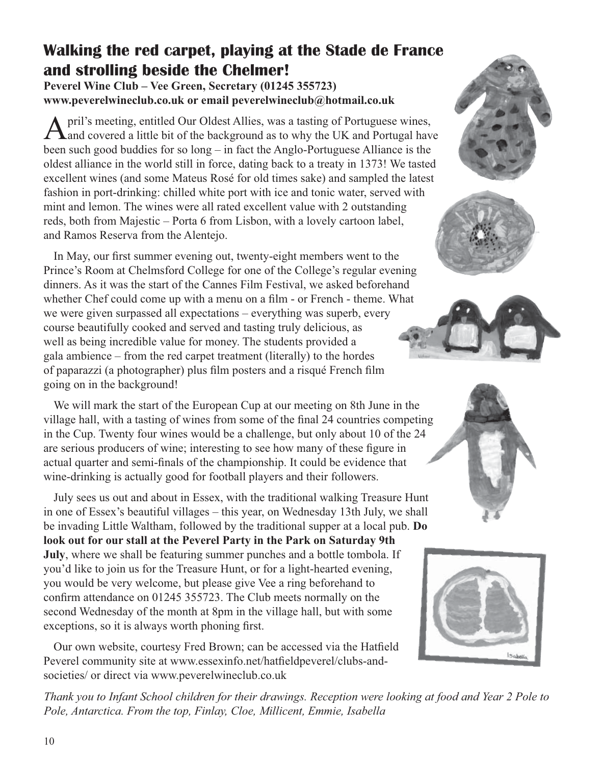## Walking the red carpet, playing at the Stade de France and strolling beside the Chelmer!

**Peverel Wine Club – Vee Green, Secretary (01245 355723)**
**www.peverelwineclub.co.uk or email peverelwineclub@hotmail.co.uk**

April's meeting, entitled Our Oldest Allies, was a tasting of Portuguese wines, and covered a little bit of the background as to why the UK and Portugal have been such good buddies for so long – in fact the Anglo-Portuguese Alliance is the oldest alliance in the world still in force, dating back to a treaty in 1373! We tasted excellent wines (and some Mateus Rosé for old times sake) and sampled the latest fashion in port-drinking: chilled white port with ice and tonic water, served with mint and lemon. The wines were all rated excellent value with 2 outstanding reds, both from Majestic – Porta 6 from Lisbon, with a lovely cartoon label, and Ramos Reserva from the Alentejo.

In May, our first summer evening out, twenty-eight members went to the Prince's Room at Chelmsford College for one of the College's regular evening dinners. As it was the start of the Cannes Film Festival, we asked beforehand whether Chef could come up with a menu on a film - or French - theme. What we were given surpassed all expectations – everything was superb, every course beautifully cooked and served and tasting truly delicious, as well as being incredible value for money. The students provided a gala ambience – from the red carpet treatment (literally) to the hordes of paparazzi (a photographer) plus film posters and a risqué French film going on in the background!

We will mark the start of the European Cup at our meeting on 8th June in the village hall, with a tasting of wines from some of the final 24 countries competing in the Cup. Twenty four wines would be a challenge, but only about 10 of the 24 are serious producers of wine; interesting to see how many of these figure in actual quarter and semi-finals of the championship. It could be evidence that wine-drinking is actually good for football players and their followers.

July sees us out and about in Essex, with the traditional walking Treasure Hunt in one of Essex's beautiful villages – this year, on Wednesday 13th July, we shall be invading Little Waltham, followed by the traditional supper at a local pub. **Do look out for our stall at the Peverel Party in the Park on Saturday 9th July**, where we shall be featuring summer punches and a bottle tombola. If you'd like to join us for the Treasure Hunt, or for a light-hearted evening, you would be very welcome, but please give Vee a ring beforehand to confirm attendance on 01245 355723. The Club meets normally on the second Wednesday of the month at 8pm in the village hall, but with some exceptions, so it is always worth phoning first.

Our own website, courtesy Fred Brown; can be accessed via the Hatfield Peverel community site at www.essexinfo.net/hatfieldpeverel/clubs-and-societies/ or direct via www.peverelwineclub.co.uk

*Thank you to Infant School children for their drawings. Reception were looking at food and Year 2 Pole to Pole, Antarctica. From the top, Finlay, Cloe, Millicent, Emmie, Isabella*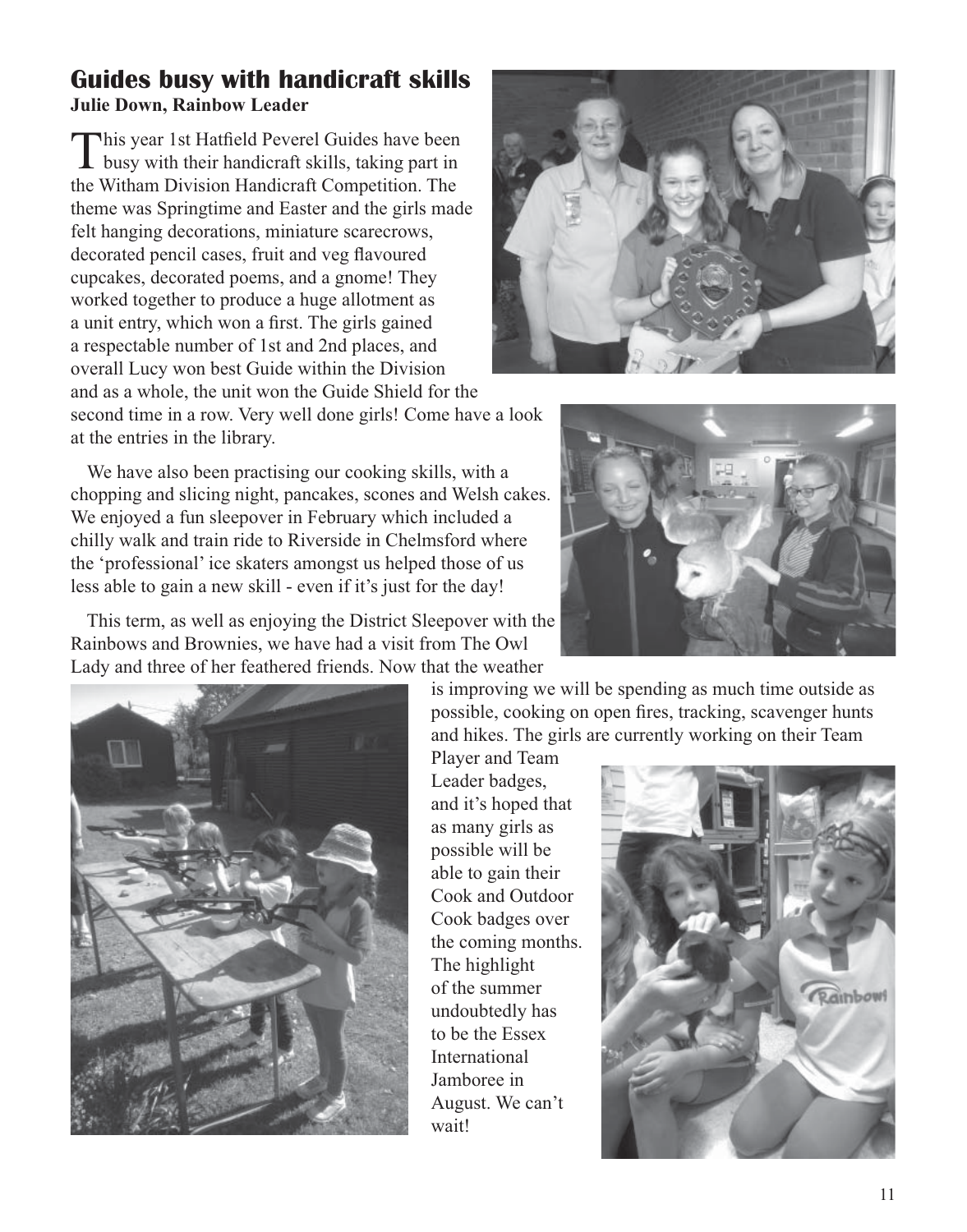## Guides busy with handicraft skills

**Julie Down, Rainbow Leader**

This year 1st Hatfield Peverel Guides have been busy with their handicraft skills, taking part in the Witham Division Handicraft Competition. The theme was Springtime and Easter and the girls made felt hanging decorations, miniature scarecrows, decorated pencil cases, fruit and veg flavoured cupcakes, decorated poems, and a gnome! They worked together to produce a huge allotment as a unit entry, which won a first. The girls gained a respectable number of 1st and 2nd places, and overall Lucy won best Guide within the Division and as a whole, the unit won the Guide Shield for the second time in a row. Very well done girls! Come have a look at the entries in the library.

We have also been practising our cooking skills, with a chopping and slicing night, pancakes, scones and Welsh cakes. We enjoyed a fun sleepover in February which included a chilly walk and train ride to Riverside in Chelmsford where the 'professional' ice skaters amongst us helped those of us less able to gain a new skill - even if it's just for the day!

This term, as well as enjoying the District Sleepover with the Rainbows and Brownies, we have had a visit from The Owl Lady and three of her feathered friends. Now that the weather is improving we will be spending as much time outside as possible, cooking on open fires, tracking, scavenger hunts and hikes. The girls are currently working on their Team Player and Team Leader badges, and it's hoped that as many girls as possible will be able to gain their Cook and Outdoor Cook badges over the coming months. The highlight of the summer undoubtedly has to be the Essex International Jamboree in August. We can't wait!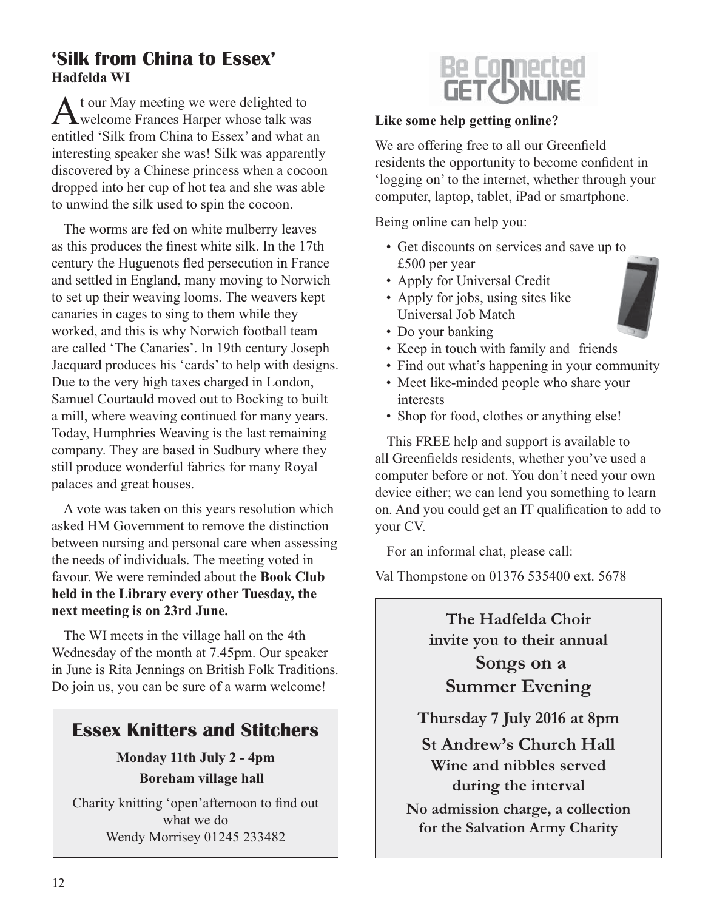## 'Silk from China to Essex'

**Hadfelda WI**

At our May meeting we were delighted to welcome Frances Harper whose talk was entitled 'Silk from China to Essex' and what an interesting speaker she was! Silk was apparently discovered by a Chinese princess when a cocoon dropped into her cup of hot tea and she was able to unwind the silk used to spin the cocoon.

The worms are fed on white mulberry leaves as this produces the finest white silk. In the 17th century the Huguenots fled persecution in France and settled in England, many moving to Norwich to set up their weaving looms. The weavers kept canaries in cages to sing to them while they worked, and this is why Norwich football team are called 'The Canaries'. In 19th century Joseph Jacquard produces his 'cards' to help with designs. Due to the very high taxes charged in London, Samuel Courtauld moved out to Bocking to built a mill, where weaving continued for many years. Today, Humphries Weaving is the last remaining company. They are based in Sudbury where they still produce wonderful fabrics for many Royal palaces and great houses.

A vote was taken on this years resolution which asked HM Government to remove the distinction between nursing and personal care when assessing the needs of individuals. The meeting voted in favour. We were reminded about the **Book Club held in the Library every other Tuesday, the next meeting is on 23rd June.**

The WI meets in the village hall on the 4th Wednesday of the month at 7.45pm. Our speaker in June is Rita Jennings on British Folk Traditions. Do join us, you can be sure of a warm welcome!

## Essex Knitters and Stitchers

**Monday 11th July 2 - 4pm**

**Boreham village hall**

Charity knitting 'open'afternoon to find out what we do
Wendy Morrisey 01245 233482

## Be Connected GET ONLINE

**Like some help getting online?**

We are offering free to all our Greenfield residents the opportunity to become confident in 'logging on' to the internet, whether through your computer, laptop, tablet, iPad or smartphone.

Being online can help you:

- Get discounts on services and save up to £500 per year
- Apply for Universal Credit
- Apply for jobs, using sites like Universal Job Match
- Do your banking
- Keep in touch with family and friends
- Find out what's happening in your community
- Meet like-minded people who share your interests
- Shop for food, clothes or anything else!

This FREE help and support is available to all Greenfields residents, whether you've used a computer before or not. You don't need your own device either; we can lend you something to learn on. And you could get an IT qualification to add to your CV.

For an informal chat, please call:

Val Thompstone on 01376 535400 ext. 5678

**The Hadfelda Choir invite you to their annual**

## Songs on a Summer Evening

**Thursday 7 July 2016 at 8pm**

**St Andrew's Church Hall**

**Wine and nibbles served during the interval**

**No admission charge, a collection for the Salvation Army Charity**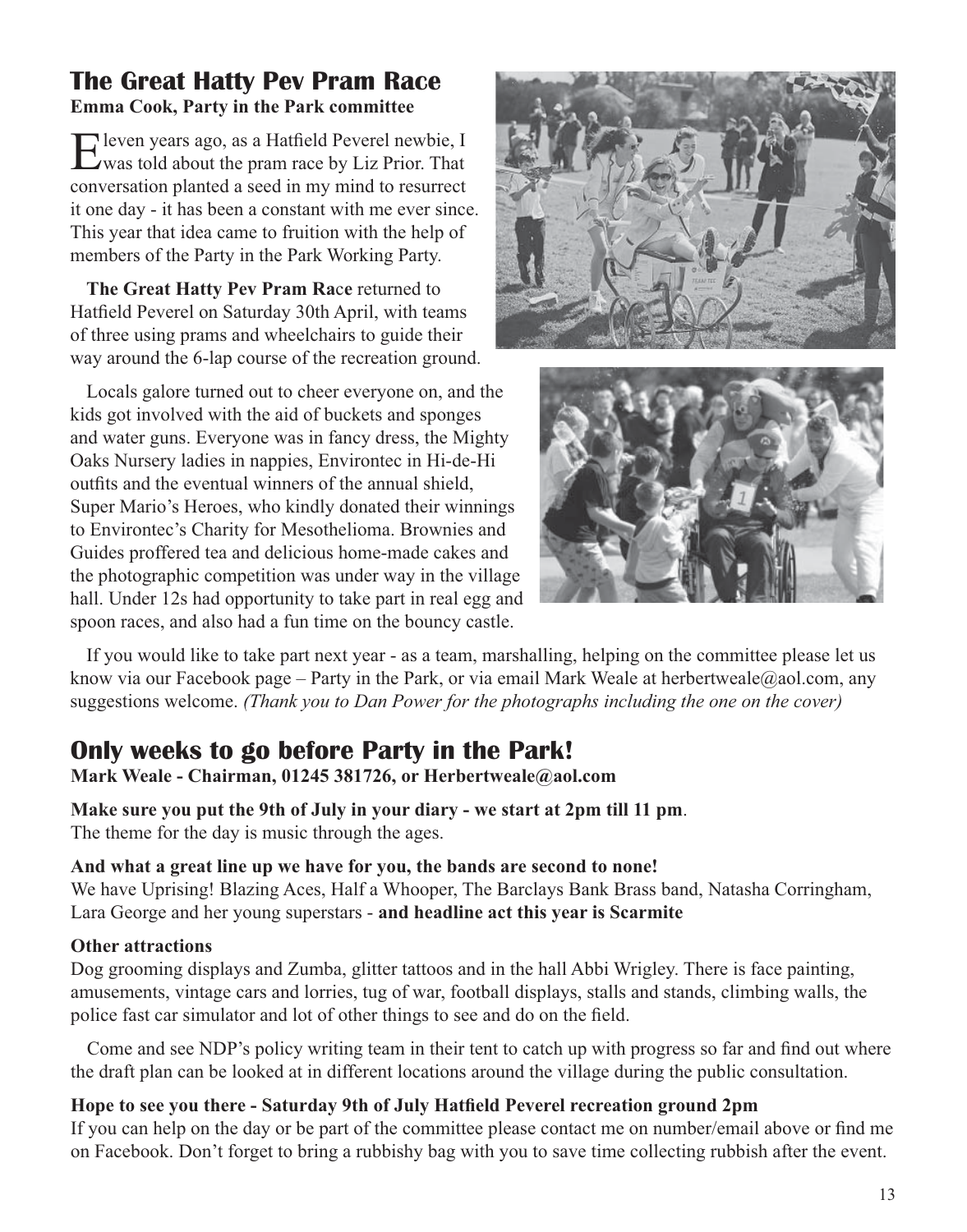## The Great Hatty Pev Pram Race

**Emma Cook, Party in the Park committee**

Eleven years ago, as a Hatfield Peverel newbie, I was told about the pram race by Liz Prior. That conversation planted a seed in my mind to resurrect it one day - it has been a constant with me ever since. This year that idea came to fruition with the help of members of the Party in the Park Working Party.

**The Great Hatty Pev Pram Ra**ce returned to Hatfield Peverel on Saturday 30th April, with teams of three using prams and wheelchairs to guide their way around the 6-lap course of the recreation ground.

Locals galore turned out to cheer everyone on, and the kids got involved with the aid of buckets and sponges and water guns. Everyone was in fancy dress, the Mighty Oaks Nursery ladies in nappies, Environtec in Hi-de-Hi outfits and the eventual winners of the annual shield, Super Mario's Heroes, who kindly donated their winnings to Environtec's Charity for Mesothelioma. Brownies and Guides proffered tea and delicious home-made cakes and the photographic competition was under way in the village hall. Under 12s had opportunity to take part in real egg and spoon races, and also had a fun time on the bouncy castle.

If you would like to take part next year - as a team, marshalling, helping on the committee please let us know via our Facebook page – Party in the Park, or via email Mark Weale at herbertweale@aol.com, any suggestions welcome. *(Thank you to Dan Power for the photographs including the one on the cover)*

## Only weeks to go before Party in the Park!

**Mark Weale - Chairman, 01245 381726, or Herbertweale@aol.com**

**Make sure you put the 9th of July in your diary - we start at 2pm till 11 pm**.
The theme for the day is music through the ages.

**And what a great line up we have for you, the bands are second to none!**
We have Uprising! Blazing Aces, Half a Whooper, The Barclays Bank Brass band, Natasha Corringham, Lara George and her young superstars - **and headline act this year is Scarmite**

**Other attractions**
Dog grooming displays and Zumba, glitter tattoos and in the hall Abbi Wrigley. There is face painting, amusements, vintage cars and lorries, tug of war, football displays, stalls and stands, climbing walls, the police fast car simulator and lot of other things to see and do on the field.

Come and see NDP's policy writing team in their tent to catch up with progress so far and find out where the draft plan can be looked at in different locations around the village during the public consultation.

**Hope to see you there - Saturday 9th of July Hatfield Peverel recreation ground 2pm**
If you can help on the day or be part of the committee please contact me on number/email above or find me on Facebook. Don't forget to bring a rubbishy bag with you to save time collecting rubbish after the event.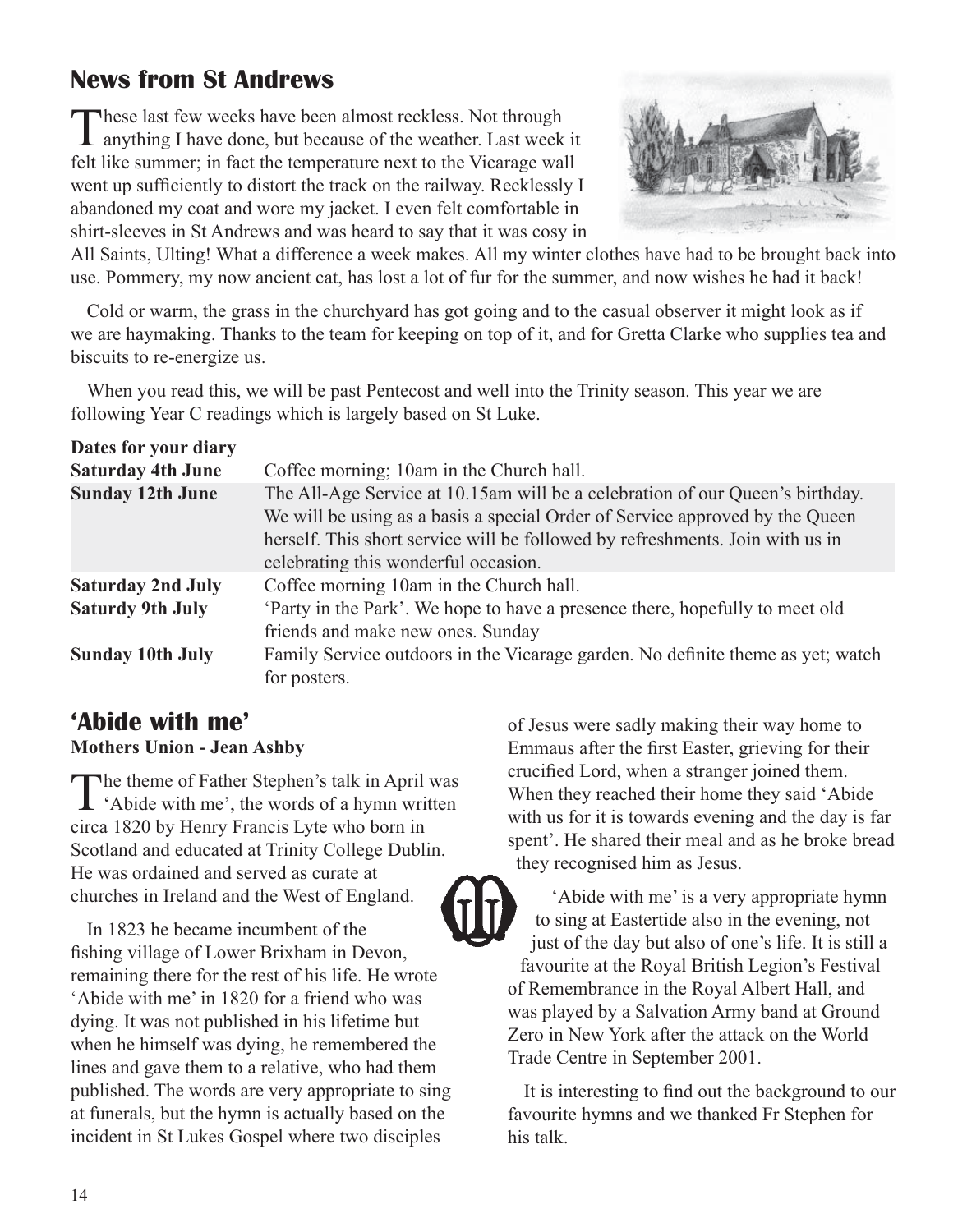## News from St Andrews

These last few weeks have been almost reckless. Not through anything I have done, but because of the weather. Last week it felt like summer; in fact the temperature next to the Vicarage wall went up sufficiently to distort the track on the railway. Recklessly I abandoned my coat and wore my jacket. I even felt comfortable in shirt-sleeves in St Andrews and was heard to say that it was cosy in All Saints, Ulting! What a difference a week makes. All my winter clothes have had to be brought back into use. Pommery, my now ancient cat, has lost a lot of fur for the summer, and now wishes he had it back!

Cold or warm, the grass in the churchyard has got going and to the casual observer it might look as if we are haymaking. Thanks to the team for keeping on top of it, and for Gretta Clarke who supplies tea and biscuits to re-energize us.

When you read this, we will be past Pentecost and well into the Trinity season. This year we are following Year C readings which is largely based on St Luke.

**Dates for your diary**

| | |
|---|---|
| **Saturday 4th June** | Coffee morning; 10am in the Church hall. |
| **Sunday 12th June** | The All-Age Service at 10.15am will be a celebration of our Queen's birthday. We will be using as a basis a special Order of Service approved by the Queen herself. This short service will be followed by refreshments. Join with us in celebrating this wonderful occasion. |
| **Saturday 2nd July** | Coffee morning 10am in the Church hall. |
| **Saturdy 9th July** | 'Party in the Park'. We hope to have a presence there, hopefully to meet old friends and make new ones. Sunday |
| **Sunday 10th July** | Family Service outdoors in the Vicarage garden. No definite theme as yet; watch for posters. |

## 'Abide with me'

**Mothers Union - Jean Ashby**

The theme of Father Stephen's talk in April was 'Abide with me', the words of a hymn written circa 1820 by Henry Francis Lyte who born in Scotland and educated at Trinity College Dublin. He was ordained and served as curate at churches in Ireland and the West of England.

In 1823 he became incumbent of the fishing village of Lower Brixham in Devon, remaining there for the rest of his life. He wrote 'Abide with me' in 1820 for a friend who was dying. It was not published in his lifetime but when he himself was dying, he remembered the lines and gave them to a relative, who had them published. The words are very appropriate to sing at funerals, but the hymn is actually based on the incident in St Lukes Gospel where two disciples of Jesus were sadly making their way home to Emmaus after the first Easter, grieving for their crucified Lord, when a stranger joined them. When they reached their home they said 'Abide with us for it is towards evening and the day is far spent'. He shared their meal and as he broke bread they recognised him as Jesus.

'Abide with me' is a very appropriate hymn to sing at Eastertide also in the evening, not just of the day but also of one's life. It is still a favourite at the Royal British Legion's Festival of Remembrance in the Royal Albert Hall, and was played by a Salvation Army band at Ground Zero in New York after the attack on the World Trade Centre in September 2001.

It is interesting to find out the background to our favourite hymns and we thanked Fr Stephen for his talk.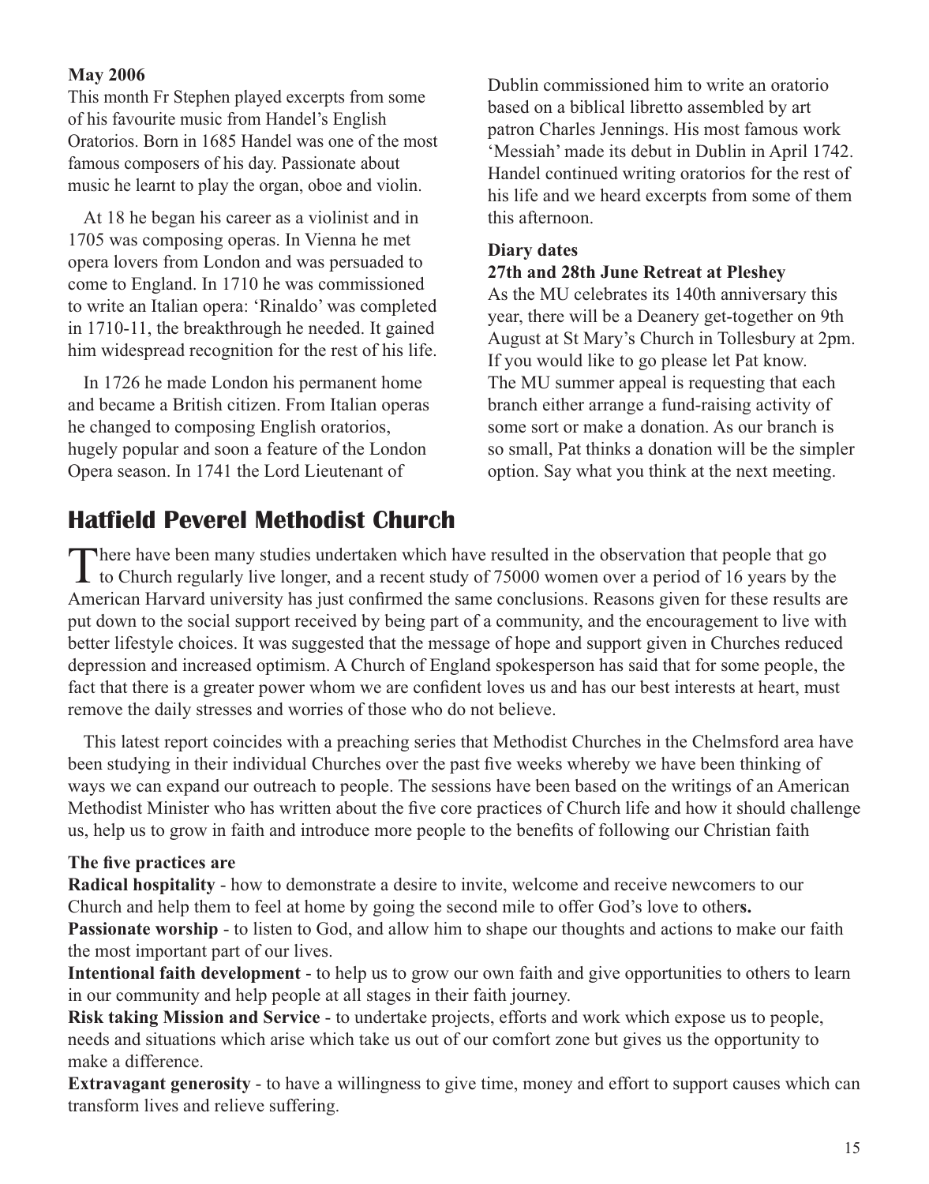**May 2006**

This month Fr Stephen played excerpts from some of his favourite music from Handel's English Oratorios. Born in 1685 Handel was one of the most famous composers of his day. Passionate about music he learnt to play the organ, oboe and violin.

At 18 he began his career as a violinist and in 1705 was composing operas. In Vienna he met opera lovers from London and was persuaded to come to England. In 1710 he was commissioned to write an Italian opera: 'Rinaldo' was completed in 1710-11, the breakthrough he needed. It gained him widespread recognition for the rest of his life.

In 1726 he made London his permanent home and became a British citizen. From Italian operas he changed to composing English oratorios, hugely popular and soon a feature of the London Opera season. In 1741 the Lord Lieutenant of Dublin commissioned him to write an oratorio based on a biblical libretto assembled by art patron Charles Jennings. His most famous work 'Messiah' made its debut in Dublin in April 1742. Handel continued writing oratorios for the rest of his life and we heard excerpts from some of them this afternoon.

**Diary dates**

**27th and 28th June Retreat at Pleshey**

As the MU celebrates its 140th anniversary this year, there will be a Deanery get-together on 9th August at St Mary's Church in Tollesbury at 2pm. If you would like to go please let Pat know. The MU summer appeal is requesting that each branch either arrange a fund-raising activity of some sort or make a donation. As our branch is so small, Pat thinks a donation will be the simpler option. Say what you think at the next meeting.

## Hatfield Peverel Methodist Church

There have been many studies undertaken which have resulted in the observation that people that go to Church regularly live longer, and a recent study of 75000 women over a period of 16 years by the American Harvard university has just confirmed the same conclusions. Reasons given for these results are put down to the social support received by being part of a community, and the encouragement to live with better lifestyle choices. It was suggested that the message of hope and support given in Churches reduced depression and increased optimism. A Church of England spokesperson has said that for some people, the fact that there is a greater power whom we are confident loves us and has our best interests at heart, must remove the daily stresses and worries of those who do not believe.

This latest report coincides with a preaching series that Methodist Churches in the Chelmsford area have been studying in their individual Churches over the past five weeks whereby we have been thinking of ways we can expand our outreach to people. The sessions have been based on the writings of an American Methodist Minister who has written about the five core practices of Church life and how it should challenge us, help us to grow in faith and introduce more people to the benefits of following our Christian faith

**The five practices are**

**Radical hospitality** - how to demonstrate a desire to invite, welcome and receive newcomers to our Church and help them to feel at home by going the second mile to offer God's love to others.

**Passionate worship** - to listen to God, and allow him to shape our thoughts and actions to make our faith the most important part of our lives.

**Intentional faith development** - to help us to grow our own faith and give opportunities to others to learn in our community and help people at all stages in their faith journey.

**Risk taking Mission and Service** - to undertake projects, efforts and work which expose us to people, needs and situations which arise which take us out of our comfort zone but gives us the opportunity to make a difference.

**Extravagant generosity** - to have a willingness to give time, money and effort to support causes which can transform lives and relieve suffering.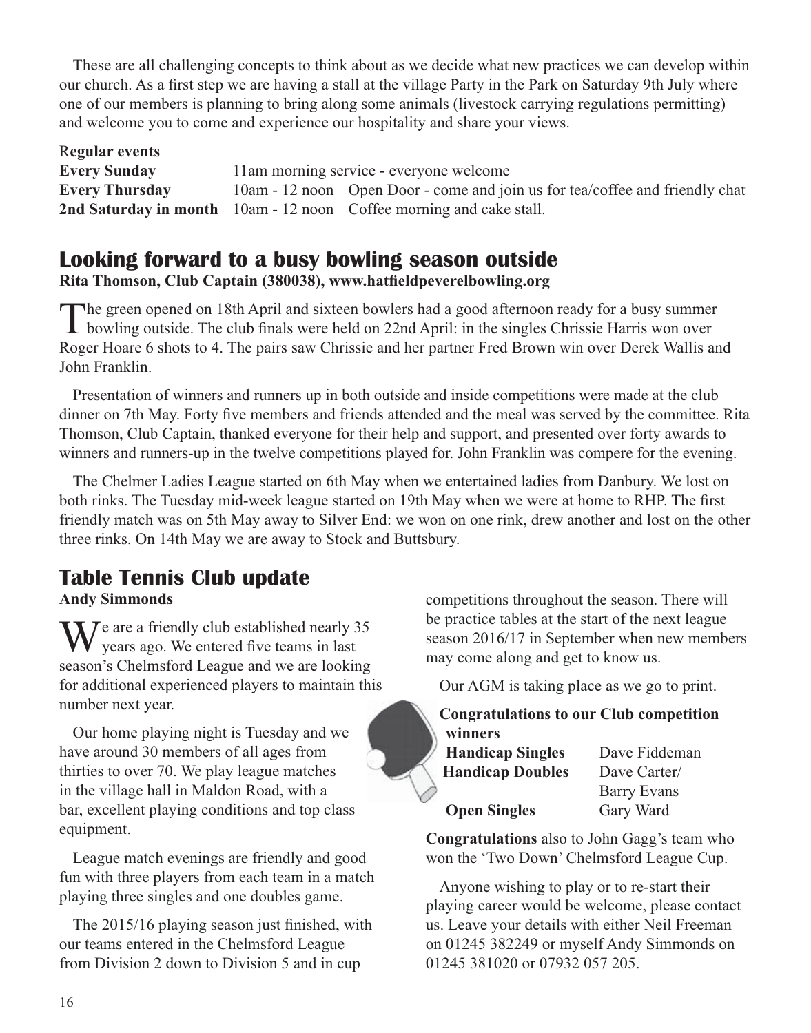These are all challenging concepts to think about as we decide what new practices we can develop within our church. As a first step we are having a stall at the village Party in the Park on Saturday 9th July where one of our members is planning to bring along some animals (livestock carrying regulations permitting) and welcome you to come and experience our hospitality and share your views.

**Regular events**

| | | |
|---|---|---|
| **Every Sunday** | 11am morning service - everyone welcome | |
| **Every Thursday** | 10am - 12 noon | Open Door - come and join us for tea/coffee and friendly chat |
| **2nd Saturday in month** | 10am - 12 noon | Coffee morning and cake stall. |

## Looking forward to a busy bowling season outside

**Rita Thomson, Club Captain (380038), www.hatfieldpeverelbowling.org**

The green opened on 18th April and sixteen bowlers had a good afternoon ready for a busy summer bowling outside. The club finals were held on 22nd April: in the singles Chrissie Harris won over Roger Hoare 6 shots to 4. The pairs saw Chrissie and her partner Fred Brown win over Derek Wallis and John Franklin.

Presentation of winners and runners up in both outside and inside competitions were made at the club dinner on 7th May. Forty five members and friends attended and the meal was served by the committee. Rita Thomson, Club Captain, thanked everyone for their help and support, and presented over forty awards to winners and runners-up in the twelve competitions played for. John Franklin was compere for the evening.

The Chelmer Ladies League started on 6th May when we entertained ladies from Danbury. We lost on both rinks. The Tuesday mid-week league started on 19th May when we were at home to RHP. The first friendly match was on 5th May away to Silver End: we won on one rink, drew another and lost on the other three rinks. On 14th May we are away to Stock and Buttsbury.

## Table Tennis Club update

**Andy Simmonds**

We are a friendly club established nearly 35 years ago. We entered five teams in last season's Chelmsford League and we are looking for additional experienced players to maintain this number next year.

Our home playing night is Tuesday and we have around 30 members of all ages from thirties to over 70. We play league matches in the village hall in Maldon Road, with a bar, excellent playing conditions and top class equipment.

League match evenings are friendly and good fun with three players from each team in a match playing three singles and one doubles game.

The 2015/16 playing season just finished, with our teams entered in the Chelmsford League from Division 2 down to Division 5 and in cup competitions throughout the season. There will be practice tables at the start of the next league season 2016/17 in September when new members may come along and get to know us.

Our AGM is taking place as we go to print.

**Congratulations to our Club competition winners**

| | |
|---|---|
| **Handicap Singles** | Dave Fiddeman |
| **Handicap Doubles** | Dave Carter/ Barry Evans |
| **Open Singles** | Gary Ward |

**Congratulations** also to John Gagg's team who won the 'Two Down' Chelmsford League Cup.

Anyone wishing to play or to re-start their playing career would be welcome, please contact us. Leave your details with either Neil Freeman on 01245 382249 or myself Andy Simmonds on 01245 381020 or 07932 057 205.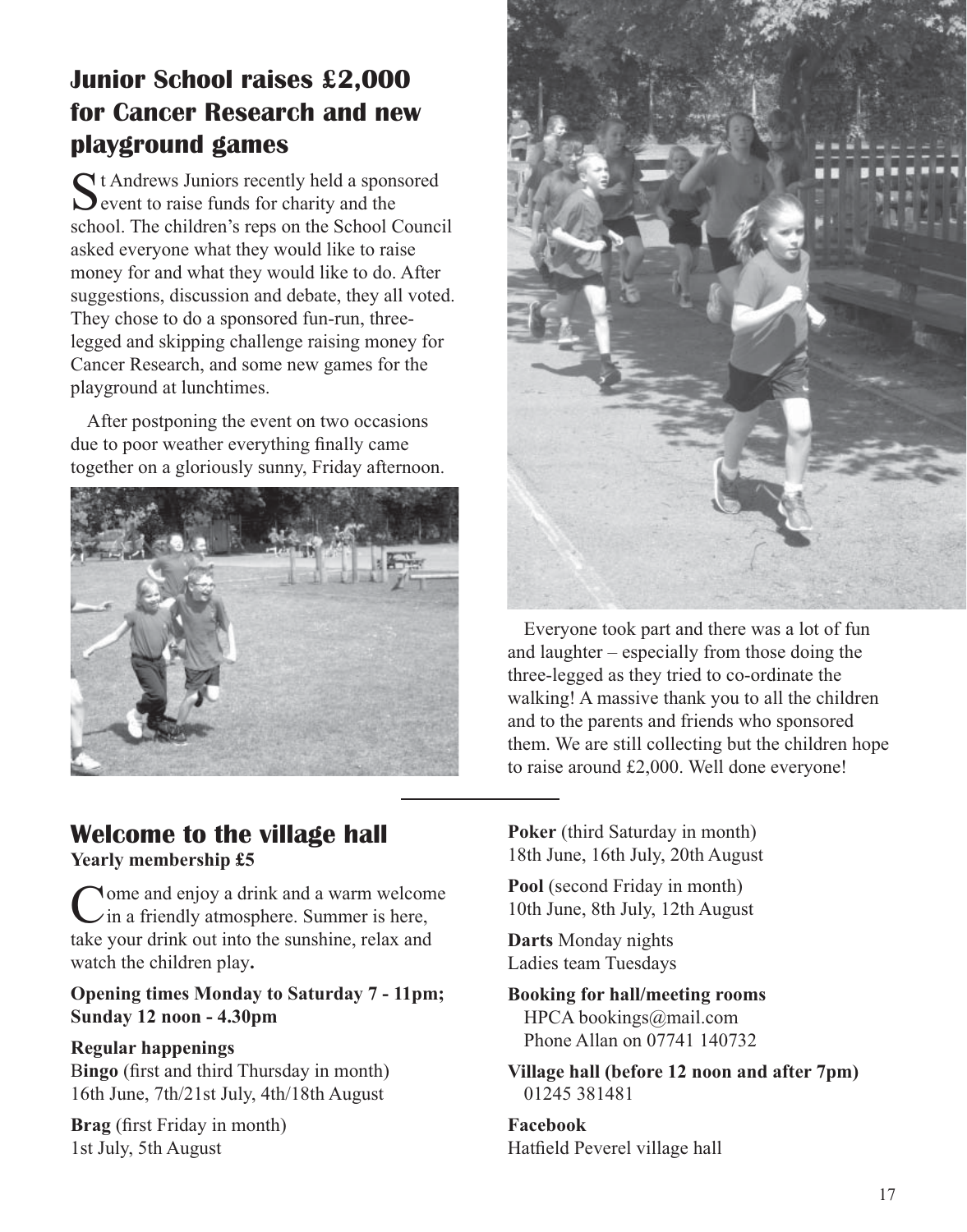## Junior School raises £2,000 for Cancer Research and new playground games

St Andrews Juniors recently held a sponsored event to raise funds for charity and the school. The children's reps on the School Council asked everyone what they would like to raise money for and what they would like to do. After suggestions, discussion and debate, they all voted. They chose to do a sponsored fun-run, three-legged and skipping challenge raising money for Cancer Research, and some new games for the playground at lunchtimes.

After postponing the event on two occasions due to poor weather everything finally came together on a gloriously sunny, Friday afternoon.

Everyone took part and there was a lot of fun and laughter – especially from those doing the three-legged as they tried to co-ordinate the walking! A massive thank you to all the children and to the parents and friends who sponsored them. We are still collecting but the children hope to raise around £2,000. Well done everyone!

---

## Welcome to the village hall

**Yearly membership £5**

Come and enjoy a drink and a warm welcome in a friendly atmosphere. Summer is here, take your drink out into the sunshine, relax and watch the children play**.**

**Opening times Monday to Saturday 7 - 11pm; Sunday 12 noon - 4.30pm**

**Regular happenings**

B**ingo** (first and third Thursday in month)
16th June, 7th/21st July, 4th/18th August

**Brag** (first Friday in month)
1st July, 5th August

**Poker** (third Saturday in month)
18th June, 16th July, 20th August

**Pool** (second Friday in month)
10th June, 8th July, 12th August

**Darts** Monday nights
Ladies team Tuesdays

**Booking for hall/meeting rooms**
HPCA bookings@mail.com
Phone Allan on 07741 140732

**Village hall (before 12 noon and after 7pm)**
01245 381481

**Facebook**
Hatfield Peverel village hall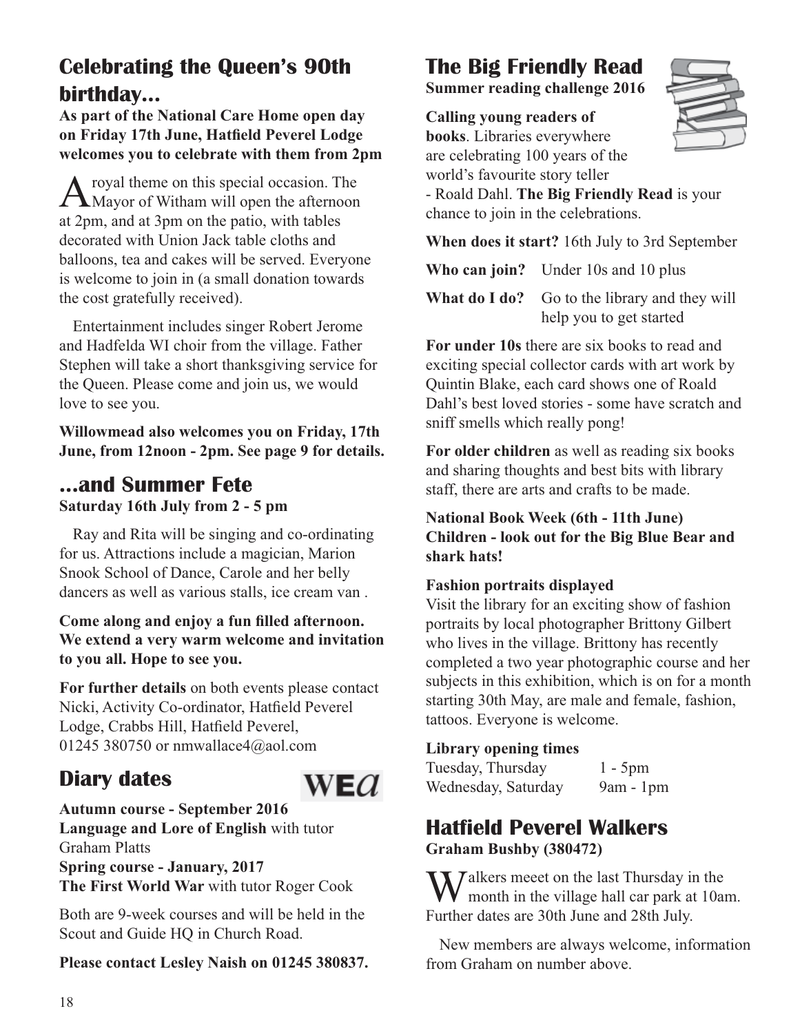## Celebrating the Queen's 90th birthday...

**As part of the National Care Home open day on Friday 17th June, Hatfield Peverel Lodge welcomes you to celebrate with them from 2pm**

A royal theme on this special occasion. The Mayor of Witham will open the afternoon at 2pm, and at 3pm on the patio, with tables decorated with Union Jack table cloths and balloons, tea and cakes will be served. Everyone is welcome to join in (a small donation towards the cost gratefully received).

Entertainment includes singer Robert Jerome and Hadfelda WI choir from the village. Father Stephen will take a short thanksgiving service for the Queen. Please come and join us, we would love to see you.

**Willowmead also welcomes you on Friday, 17th June, from 12noon - 2pm. See page 9 for details.**

## ...and Summer Fete

**Saturday 16th July from 2 - 5 pm**

Ray and Rita will be singing and co-ordinating for us. Attractions include a magician, Marion Snook School of Dance, Carole and her belly dancers as well as various stalls, ice cream van .

**Come along and enjoy a fun filled afternoon. We extend a very warm welcome and invitation to you all. Hope to see you.**

**For further details** on both events please contact Nicki, Activity Co-ordinator, Hatfield Peverel Lodge, Crabbs Hill, Hatfield Peverel, 01245 380750 or nmwallace4@aol.com

## Diary dates

WEa

**Autumn course - September 2016**
**Language and Lore of English** with tutor Graham Platts
**Spring course - January, 2017**
**The First World War** with tutor Roger Cook

Both are 9-week courses and will be held in the Scout and Guide HQ in Church Road.

**Please contact Lesley Naish on 01245 380837.**

## The Big Friendly Read

**Summer reading challenge 2016**

**Calling young readers of books**. Libraries everywhere are celebrating 100 years of the world's favourite story teller - Roald Dahl. **The Big Friendly Read** is your chance to join in the celebrations.

**When does it start?** 16th July to 3rd September

**Who can join?** Under 10s and 10 plus

**What do I do?** Go to the library and they will help you to get started

**For under 10s** there are six books to read and exciting special collector cards with art work by Quintin Blake, each card shows one of Roald Dahl's best loved stories - some have scratch and sniff smells which really pong!

**For older children** as well as reading six books and sharing thoughts and best bits with library staff, there are arts and crafts to be made.

**National Book Week (6th - 11th June)**
**Children - look out for the Big Blue Bear and shark hats!**

**Fashion portraits displayed**

Visit the library for an exciting show of fashion portraits by local photographer Brittony Gilbert who lives in the village. Brittony has recently completed a two year photographic course and her subjects in this exhibition, which is on for a month starting 30th May, are male and female, fashion, tattoos. Everyone is welcome.

**Library opening times**

| | |
|---|---|
| Tuesday, Thursday | 1 - 5pm |
| Wednesday, Saturday | 9am - 1pm |

## Hatfield Peverel Walkers

**Graham Bushby (380472)**

Walkers meeet on the last Thursday in the month in the village hall car park at 10am. Further dates are 30th June and 28th July.

New members are always welcome, information from Graham on number above.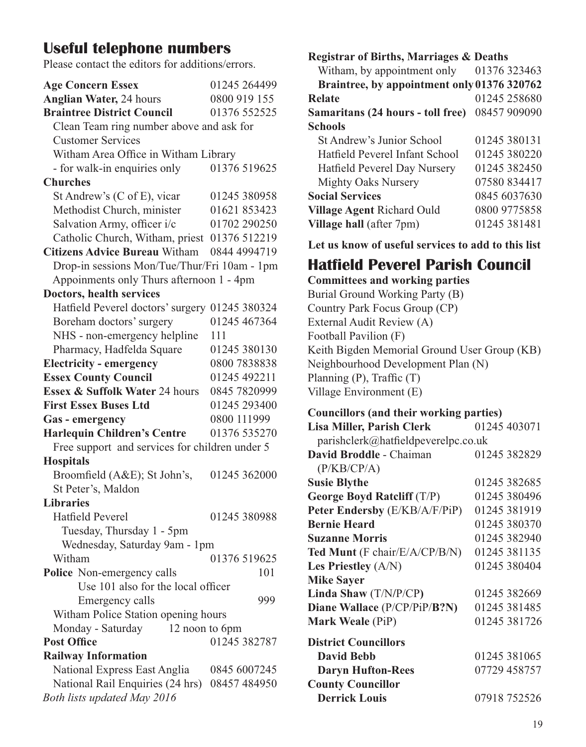## Useful telephone numbers

Please contact the editors for additions/errors.

**Age Concern Essex** 01245 264499
**Anglian Water,** 24 hours 0800 919 155
**Braintree District Council** 01376 552525
Clean Team ring number above and ask for Customer Services
Witham Area Office in Witham Library - for walk-in enquiries only 01376 519625

**Churches**
St Andrew's (C of E), vicar 01245 380958
Methodist Church, minister 01621 853423
Salvation Army, officer i/c 01702 290250
Catholic Church, Witham, priest 01376 512219

**Citizens Advice Bureau** Witham 0844 4994719
Drop-in sessions Mon/Tue/Thur/Fri 10am - 1pm
Appoinments only Thurs afternoon 1 - 4pm

**Doctors, health services**
Hatfield Peverel doctors' surgery 01245 380324
Boreham doctors' surgery 01245 467364
NHS - non-emergency helpline 111
Pharmacy, Hadfelda Square 01245 380130

**Electricity - emergency** 0800 7838838
**Essex County Council** 01245 492211
**Essex & Suffolk Water** 24 hours 0845 7820999
**First Essex Buses Ltd** 01245 293400
**Gas - emergency** 0800 111999
**Harlequin Children's Centre** 01376 535270
Free support and services for children under 5

**Hospitals**
Broomfield (A&E); St John's, St Peter's, Maldon 01245 362000

**Libraries**
Hatfield Peverel 01245 380988
Tuesday, Thursday 1 - 5pm
Wednesday, Saturday 9am - 1pm
Witham 01376 519625

**Police** Non-emergency calls 101
Use 101 also for the local officer
Emergency calls 999
Witham Police Station opening hours
Monday - Saturday 12 noon to 6pm

**Post Office** 01245 382787

**Railway Information**
National Express East Anglia 0845 6007245
National Rail Enquiries (24 hrs) 08457 484950

*Both lists updated May 2016*

**Registrar of Births, Marriages & Deaths**
Witham, by appointment only 01376 323463
**Braintree, by appointment only 01376 320762**

**Relate** 01245 258680
**Samaritans (24 hours - toll free)** 08457 909090

**Schools**
St Andrew's Junior School 01245 380131
Hatfield Peverel Infant School 01245 380220
Hatfield Peverel Day Nursery 01245 382450
Mighty Oaks Nursery 07580 834417

**Social Services** 0845 6037630
**Village Agent** Richard Ould 0800 9775858
**Village hall** (after 7pm) 01245 381481

**Let us know of useful services to add to this list**

## Hatfield Peverel Parish Council

**Committees and working parties**

Burial Ground Working Party (B)
Country Park Focus Group (CP)
External Audit Review (A)
Football Pavilion (F)
Keith Bigden Memorial Ground User Group (KB)
Neighbourhood Development Plan (N)
Planning (P), Traffic (T)
Village Environment (E)

**Councillors (and their working parties)**

**Lisa Miller, Parish Clerk** 01245 403071
parishclerk@hatfieldpeverelpc.co.uk
**David Broddle** - Chaiman (P/KB/CP/A) 01245 382829
**Susie Blythe** 01245 382685
**George Boyd Ratcliff** (T/P) 01245 380496
**Peter Endersby** (E/KB/A/F/PiP) 01245 381919
**Bernie Heard** 01245 380370
**Suzanne Morris** 01245 382940
**Ted Munt** (F chair/E/A/CP/B/N) 01245 381135
**Les Priestley** (A/N) 01245 380404
**Mike Sayer**
**Linda Shaw** (T/N/P/CP) 01245 382669
**Diane Wallace** (P/CP/PiP/**B?N**) 01245 381485
**Mark Weale** (PiP) 01245 381726

**District Councillors**
**David Bebb** 01245 381065
**Daryn Hufton-Rees** 07729 458757

**County Councillor**
**Derrick Louis** 07918 752526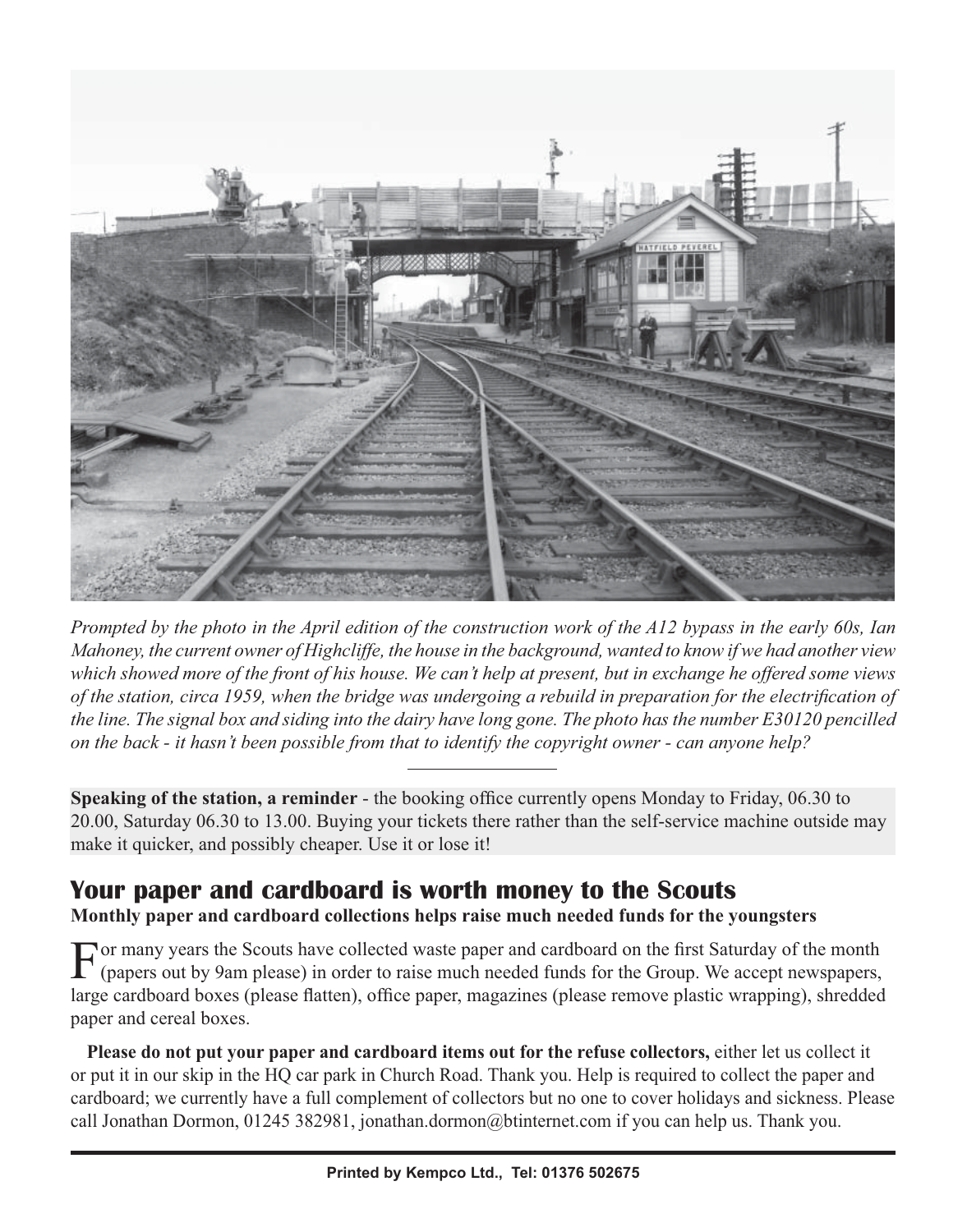*Prompted by the photo in the April edition of the construction work of the A12 bypass in the early 60s, Ian Mahoney, the current owner of Highcliffe, the house in the background, wanted to know if we had another view which showed more of the front of his house. We can't help at present, but in exchange he offered some views of the station, circa 1959, when the bridge was undergoing a rebuild in preparation for the electrification of the line. The signal box and siding into the dairy have long gone. The photo has the number E30120 pencilled on the back - it hasn't been possible from that to identify the copyright owner - can anyone help?*

---

**Speaking of the station, a reminder** - the booking office currently opens Monday to Friday, 06.30 to 20.00, Saturday 06.30 to 13.00. Buying your tickets there rather than the self-service machine outside may make it quicker, and possibly cheaper. Use it or lose it!

## Your paper and cardboard is worth money to the Scouts

**Monthly paper and cardboard collections helps raise much needed funds for the youngsters**

For many years the Scouts have collected waste paper and cardboard on the first Saturday of the month (papers out by 9am please) in order to raise much needed funds for the Group. We accept newspapers, large cardboard boxes (please flatten), office paper, magazines (please remove plastic wrapping), shredded paper and cereal boxes.

**Please do not put your paper and cardboard items out for the refuse collectors,** either let us collect it or put it in our skip in the HQ car park in Church Road. Thank you. Help is required to collect the paper and cardboard; we currently have a full complement of collectors but no one to cover holidays and sickness. Please call Jonathan Dormon, 01245 382981, jonathan.dormon@btinternet.com if you can help us. Thank you.

**Printed by Kempco Ltd., Tel: 01376 502675**